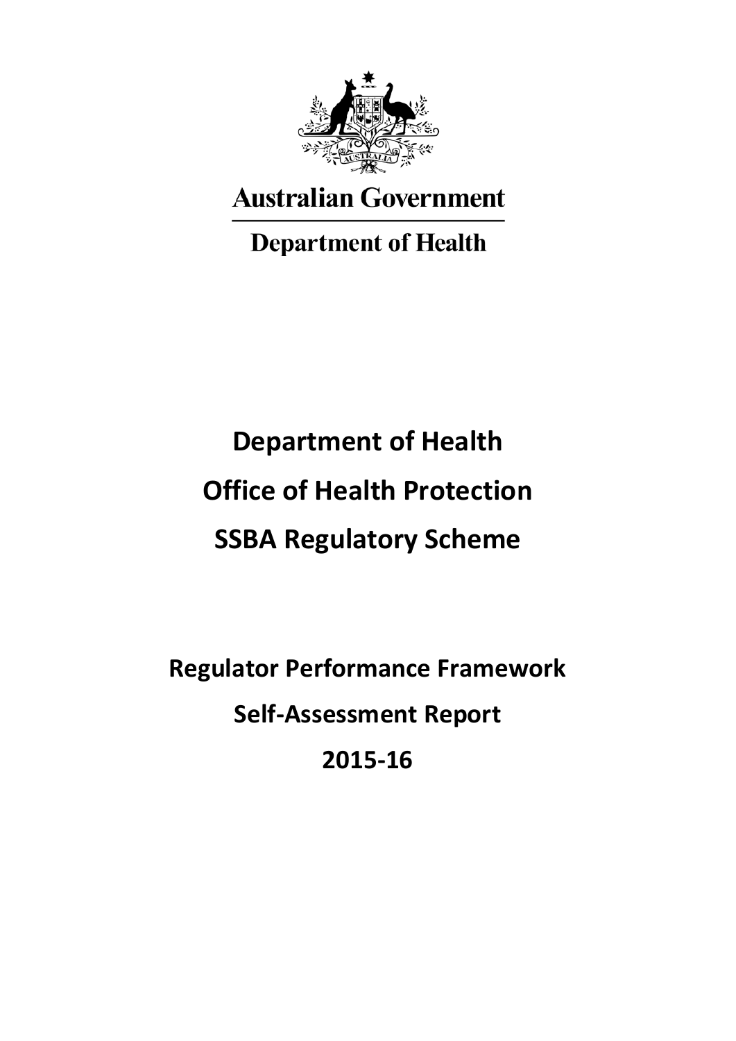Australian Government

Department of Health

# Department of Health

# Office of Health Protection

# SSBA Regulatory Scheme

## Regulator Performance Framework

## Self-Assessment Report

## 2015-16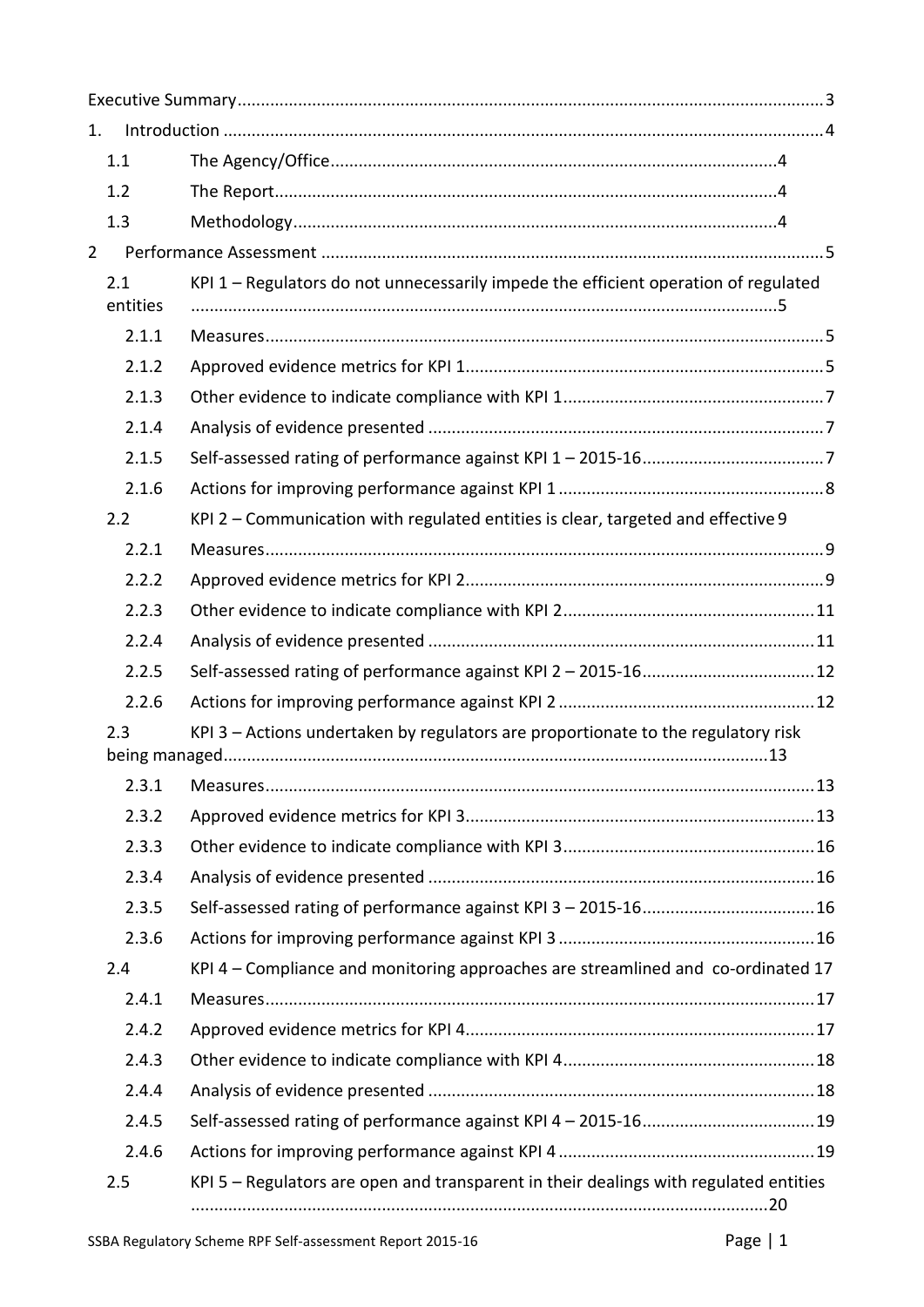Executive Summary ........................................................................................................................ 3

1. Introduction ............................................................................................................................ 4
   - 1.1 The Agency/Office ............................................................................................ 4
   - 1.2 The Report ........................................................................................................ 4
   - 1.3 Methodology ...................................................................................................... 4
2. Performance Assessment ....................................................................................................... 5
   - 2.1 KPI 1 – Regulators do not unnecessarily impede the efficient operation of regulated entities ........................................................................................................................ 5
     - 2.1.1 Measures ................................................................................................................ 5
     - 2.1.2 Approved evidence metrics for KPI 1 ...................................................................... 5
     - 2.1.3 Other evidence to indicate compliance with KPI 1 .................................................. 7
     - 2.1.4 Analysis of evidence presented .............................................................................. 7
     - 2.1.5 Self-assessed rating of performance against KPI 1 – 2015-16 ................................ 7
     - 2.1.6 Actions for improving performance against KPI 1 ................................................... 8
   - 2.2 KPI 2 – Communication with regulated entities is clear, targeted and effective 9
     - 2.2.1 Measures ................................................................................................................ 9
     - 2.2.2 Approved evidence metrics for KPI 2 ...................................................................... 9
     - 2.2.3 Other evidence to indicate compliance with KPI 2 ................................................ 11
     - 2.2.4 Analysis of evidence presented ............................................................................ 11
     - 2.2.5 Self-assessed rating of performance against KPI 2 – 2015-16 .............................. 12
     - 2.2.6 Actions for improving performance against KPI 2 ................................................. 12
   - 2.3 KPI 3 – Actions undertaken by regulators are proportionate to the regulatory risk being managed ................................................................................................................ 13
     - 2.3.1 Measures .............................................................................................................. 13
     - 2.3.2 Approved evidence metrics for KPI 3 .................................................................... 13
     - 2.3.3 Other evidence to indicate compliance with KPI 3 ................................................ 16
     - 2.3.4 Analysis of evidence presented ............................................................................ 16
     - 2.3.5 Self-assessed rating of performance against KPI 3 – 2015-16 .............................. 16
     - 2.3.6 Actions for improving performance against KPI 3 ................................................. 16
   - 2.4 KPI 4 – Compliance and monitoring approaches are streamlined and co-ordinated 17
     - 2.4.1 Measures .............................................................................................................. 17
     - 2.4.2 Approved evidence metrics for KPI 4 .................................................................... 17
     - 2.4.3 Other evidence to indicate compliance with KPI 4 ................................................ 18
     - 2.4.4 Analysis of evidence presented ............................................................................ 18
     - 2.4.5 Self-assessed rating of performance against KPI 4 – 2015-16 .............................. 19
     - 2.4.6 Actions for improving performance against KPI 4 ................................................. 19
   - 2.5 KPI 5 – Regulators are open and transparent in their dealings with regulated entities ........................................................................................................................ 20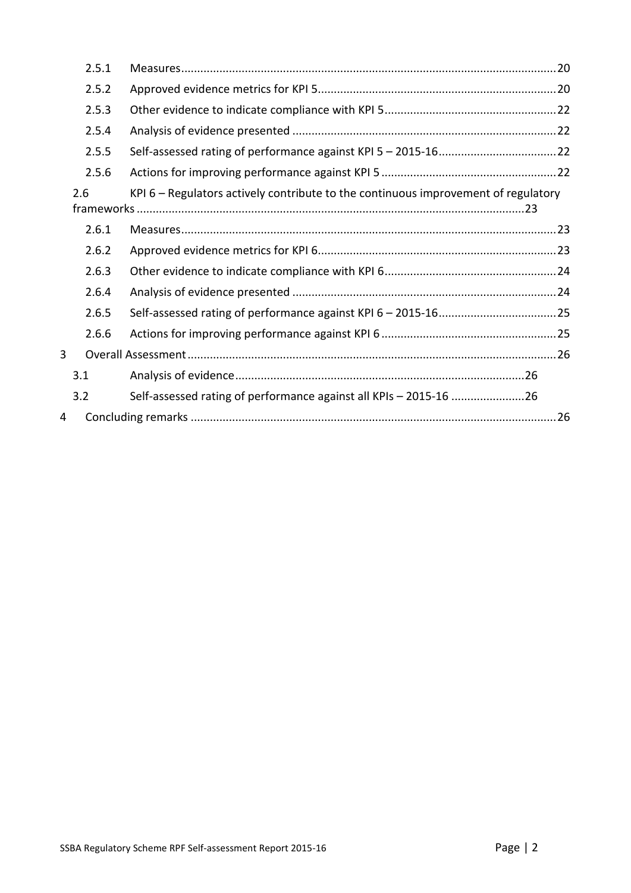- 2.5.1 Measures ........ 20
- 2.5.2 Approved evidence metrics for KPI 5 ........ 20
- 2.5.3 Other evidence to indicate compliance with KPI 5 ........ 22
- 2.5.4 Analysis of evidence presented ........ 22
- 2.5.5 Self-assessed rating of performance against KPI 5 – 2015-16 ........ 22
- 2.5.6 Actions for improving performance against KPI 5 ........ 22

2.6 KPI 6 – Regulators actively contribute to the continuous improvement of regulatory frameworks ........ 23

- 2.6.1 Measures ........ 23
- 2.6.2 Approved evidence metrics for KPI 6 ........ 23
- 2.6.3 Other evidence to indicate compliance with KPI 6 ........ 24
- 2.6.4 Analysis of evidence presented ........ 24
- 2.6.5 Self-assessed rating of performance against KPI 6 – 2015-16 ........ 25
- 2.6.6 Actions for improving performance against KPI 6 ........ 25

3 Overall Assessment ........ 26

- 3.1 Analysis of evidence ........ 26
- 3.2 Self-assessed rating of performance against all KPIs – 2015-16 ........ 26

4 Concluding remarks ........ 26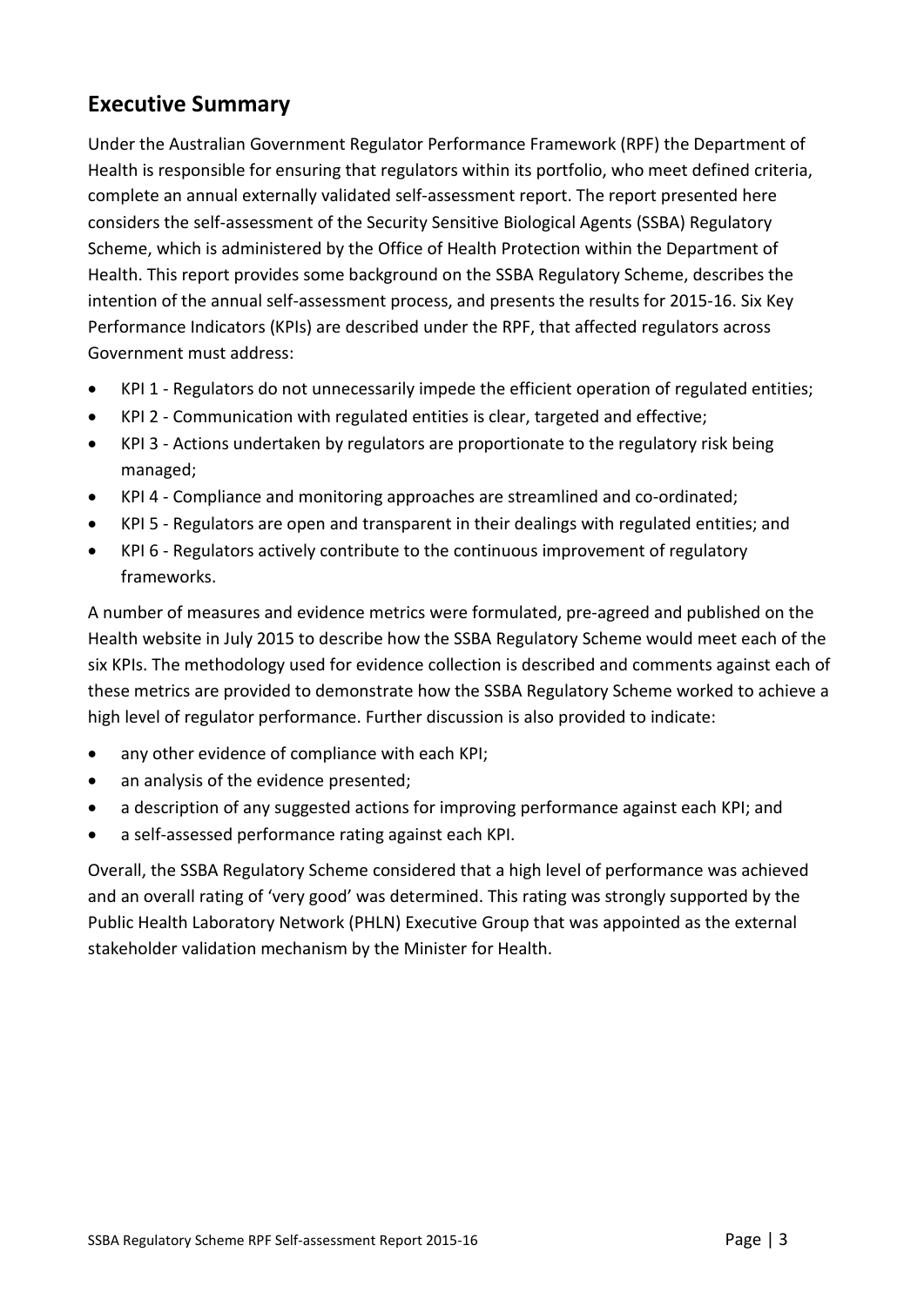## Executive Summary

Under the Australian Government Regulator Performance Framework (RPF) the Department of Health is responsible for ensuring that regulators within its portfolio, who meet defined criteria, complete an annual externally validated self-assessment report. The report presented here considers the self-assessment of the Security Sensitive Biological Agents (SSBA) Regulatory Scheme, which is administered by the Office of Health Protection within the Department of Health. This report provides some background on the SSBA Regulatory Scheme, describes the intention of the annual self-assessment process, and presents the results for 2015-16. Six Key Performance Indicators (KPIs) are described under the RPF, that affected regulators across Government must address:

- KPI 1 - Regulators do not unnecessarily impede the efficient operation of regulated entities;
- KPI 2 - Communication with regulated entities is clear, targeted and effective;
- KPI 3 - Actions undertaken by regulators are proportionate to the regulatory risk being managed;
- KPI 4 - Compliance and monitoring approaches are streamlined and co-ordinated;
- KPI 5 - Regulators are open and transparent in their dealings with regulated entities; and
- KPI 6 - Regulators actively contribute to the continuous improvement of regulatory frameworks.

A number of measures and evidence metrics were formulated, pre-agreed and published on the Health website in July 2015 to describe how the SSBA Regulatory Scheme would meet each of the six KPIs. The methodology used for evidence collection is described and comments against each of these metrics are provided to demonstrate how the SSBA Regulatory Scheme worked to achieve a high level of regulator performance. Further discussion is also provided to indicate:

- any other evidence of compliance with each KPI;
- an analysis of the evidence presented;
- a description of any suggested actions for improving performance against each KPI; and
- a self-assessed performance rating against each KPI.

Overall, the SSBA Regulatory Scheme considered that a high level of performance was achieved and an overall rating of 'very good' was determined. This rating was strongly supported by the Public Health Laboratory Network (PHLN) Executive Group that was appointed as the external stakeholder validation mechanism by the Minister for Health.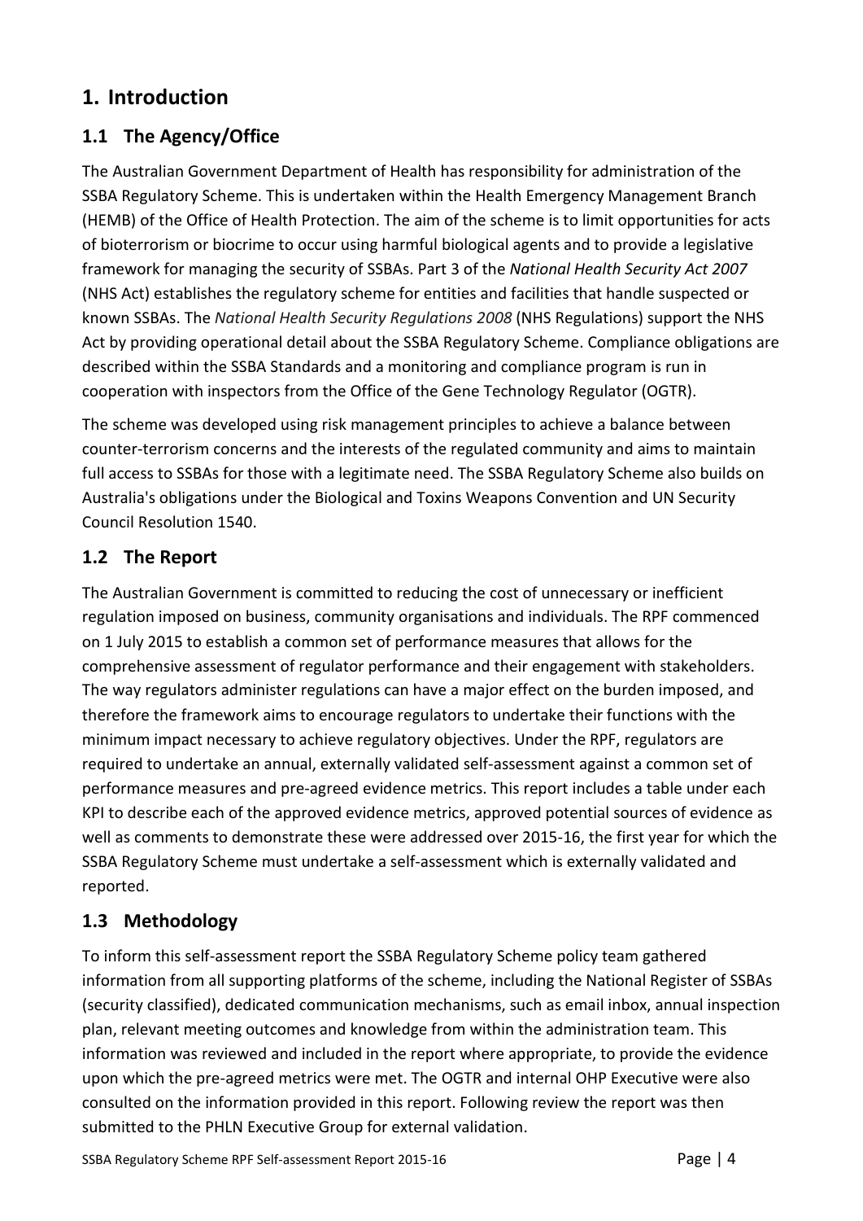# 1. Introduction

## 1.1 The Agency/Office

The Australian Government Department of Health has responsibility for administration of the SSBA Regulatory Scheme. This is undertaken within the Health Emergency Management Branch (HEMB) of the Office of Health Protection. The aim of the scheme is to limit opportunities for acts of bioterrorism or biocrime to occur using harmful biological agents and to provide a legislative framework for managing the security of SSBAs. Part 3 of the *National Health Security Act 2007* (NHS Act) establishes the regulatory scheme for entities and facilities that handle suspected or known SSBAs. The *National Health Security Regulations 2008* (NHS Regulations) support the NHS Act by providing operational detail about the SSBA Regulatory Scheme. Compliance obligations are described within the SSBA Standards and a monitoring and compliance program is run in cooperation with inspectors from the Office of the Gene Technology Regulator (OGTR).

The scheme was developed using risk management principles to achieve a balance between counter-terrorism concerns and the interests of the regulated community and aims to maintain full access to SSBAs for those with a legitimate need. The SSBA Regulatory Scheme also builds on Australia's obligations under the Biological and Toxins Weapons Convention and UN Security Council Resolution 1540.

## 1.2 The Report

The Australian Government is committed to reducing the cost of unnecessary or inefficient regulation imposed on business, community organisations and individuals. The RPF commenced on 1 July 2015 to establish a common set of performance measures that allows for the comprehensive assessment of regulator performance and their engagement with stakeholders. The way regulators administer regulations can have a major effect on the burden imposed, and therefore the framework aims to encourage regulators to undertake their functions with the minimum impact necessary to achieve regulatory objectives. Under the RPF, regulators are required to undertake an annual, externally validated self-assessment against a common set of performance measures and pre-agreed evidence metrics. This report includes a table under each KPI to describe each of the approved evidence metrics, approved potential sources of evidence as well as comments to demonstrate these were addressed over 2015-16, the first year for which the SSBA Regulatory Scheme must undertake a self-assessment which is externally validated and reported.

## 1.3 Methodology

To inform this self-assessment report the SSBA Regulatory Scheme policy team gathered information from all supporting platforms of the scheme, including the National Register of SSBAs (security classified), dedicated communication mechanisms, such as email inbox, annual inspection plan, relevant meeting outcomes and knowledge from within the administration team. This information was reviewed and included in the report where appropriate, to provide the evidence upon which the pre-agreed metrics were met. The OGTR and internal OHP Executive were also consulted on the information provided in this report. Following review the report was then submitted to the PHLN Executive Group for external validation.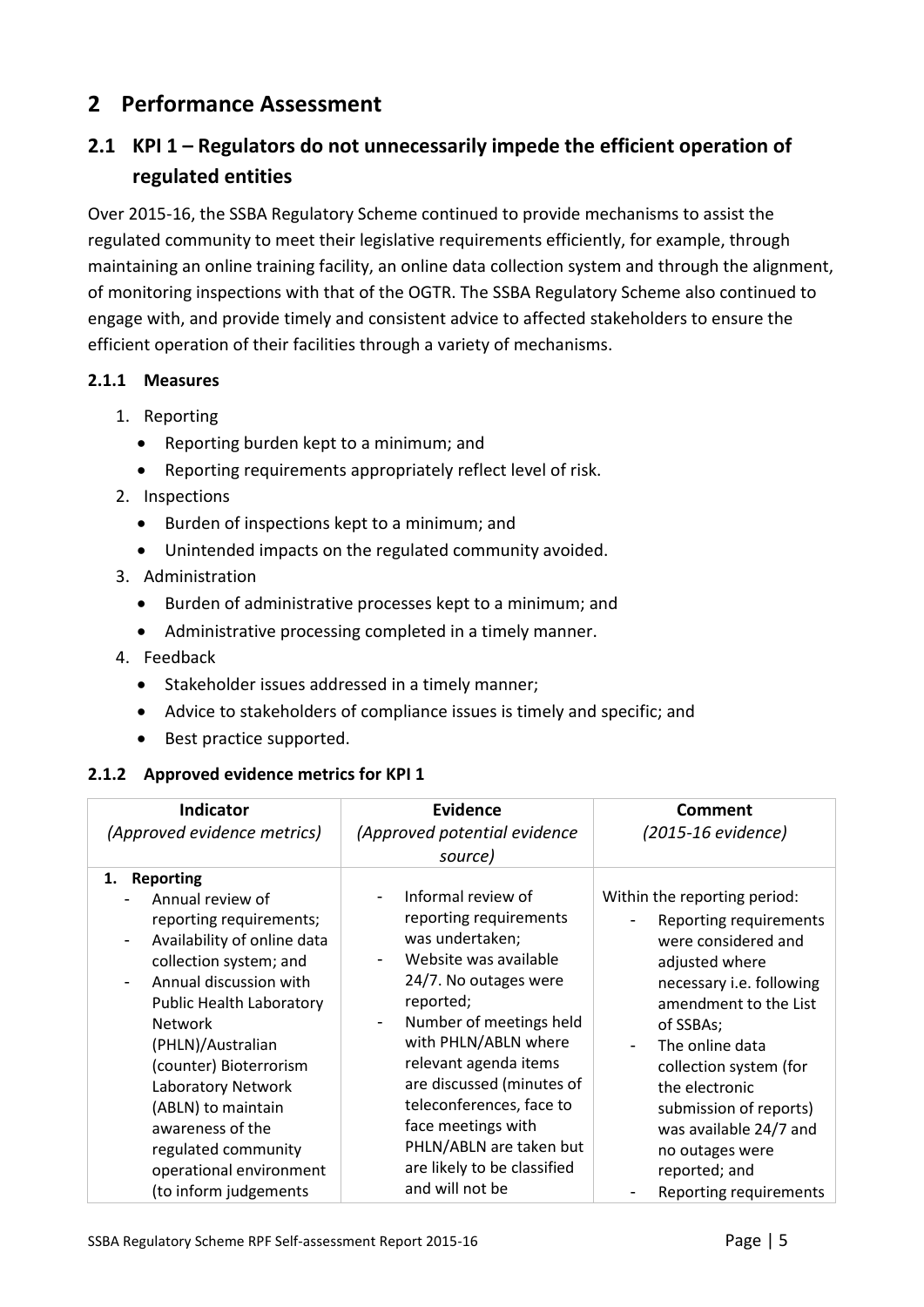# 2 Performance Assessment

## 2.1 KPI 1 – Regulators do not unnecessarily impede the efficient operation of regulated entities

Over 2015-16, the SSBA Regulatory Scheme continued to provide mechanisms to assist the regulated community to meet their legislative requirements efficiently, for example, through maintaining an online training facility, an online data collection system and through the alignment, of monitoring inspections with that of the OGTR. The SSBA Regulatory Scheme also continued to engage with, and provide timely and consistent advice to affected stakeholders to ensure the efficient operation of their facilities through a variety of mechanisms.

### 2.1.1 Measures

1. Reporting
   - Reporting burden kept to a minimum; and
   - Reporting requirements appropriately reflect level of risk.
2. Inspections
   - Burden of inspections kept to a minimum; and
   - Unintended impacts on the regulated community avoided.
3. Administration
   - Burden of administrative processes kept to a minimum; and
   - Administrative processing completed in a timely manner.
4. Feedback
   - Stakeholder issues addressed in a timely manner;
   - Advice to stakeholders of compliance issues is timely and specific; and
   - Best practice supported.

### 2.1.2 Approved evidence metrics for KPI 1

| **Indicator** *(Approved evidence metrics)* | **Evidence** *(Approved potential evidence source)* | **Comment** *(2015-16 evidence)* |
|---|---|---|
| **1. Reporting**<br>- Annual review of reporting requirements;<br>- Availability of online data collection system; and<br>- Annual discussion with Public Health Laboratory Network (PHLN)/Australian (counter) Bioterrorism Laboratory Network (ABLN) to maintain awareness of the regulated community operational environment (to inform judgements | - Informal review of reporting requirements was undertaken;<br>- Website was available 24/7. No outages were reported;<br>- Number of meetings held with PHLN/ABLN where relevant agenda items are discussed (minutes of teleconferences, face to face meetings with PHLN/ABLN are taken but are likely to be classified and will not be | Within the reporting period:<br>- Reporting requirements were considered and adjusted where necessary i.e. following amendment to the List of SSBAs;<br>- The online data collection system (for the electronic submission of reports) was available 24/7 and no outages were reported; and<br>- Reporting requirements |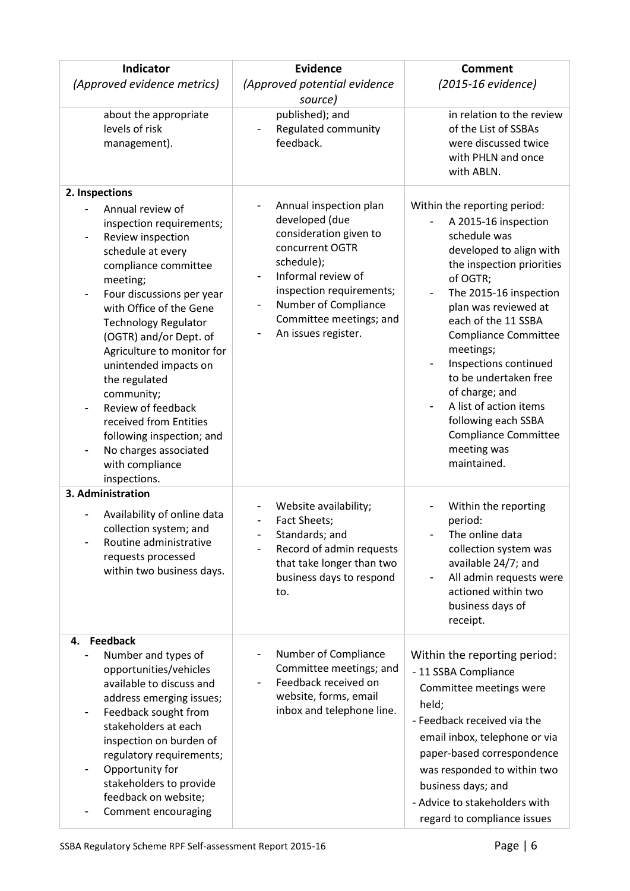| Indicator *(Approved evidence metrics)* | Evidence *(Approved potential evidence source)* | Comment *(2015-16 evidence)* |
|---|---|---|
| about the appropriate levels of risk management). | published); and<br>- Regulated community feedback. | in relation to the review of the List of SSBAs were discussed twice with PHLN and once with ABLN. |
| **2. Inspections**<br>- Annual review of inspection requirements;<br>- Review inspection schedule at every compliance committee meeting;<br>- Four discussions per year with Office of the Gene Technology Regulator (OGTR) and/or Dept. of Agriculture to monitor for unintended impacts on the regulated community;<br>- Review of feedback received from Entities following inspection; and<br>- No charges associated with compliance inspections. | - Annual inspection plan developed (due consideration given to concurrent OGTR schedule);<br>- Informal review of inspection requirements;<br>- Number of Compliance Committee meetings; and<br>- An issues register. | Within the reporting period:<br>- A 2015-16 inspection schedule was developed to align with the inspection priorities of OGTR;<br>- The 2015-16 inspection plan was reviewed at each of the 11 SSBA Compliance Committee meetings;<br>- Inspections continued to be undertaken free of charge; and<br>- A list of action items following each SSBA Compliance Committee meeting was maintained. |
| **3. Administration**<br>- Availability of online data collection system; and<br>- Routine administrative requests processed within two business days. | - Website availability;<br>- Fact Sheets;<br>- Standards; and<br>- Record of admin requests that take longer than two business days to respond to. | - Within the reporting period:<br>- The online data collection system was available 24/7; and<br>- All admin requests were actioned within two business days of receipt. |
| **4. Feedback**<br>- Number and types of opportunities/vehicles available to discuss and address emerging issues;<br>- Feedback sought from stakeholders at each inspection on burden of regulatory requirements;<br>- Opportunity for stakeholders to provide feedback on website;<br>- Comment encouraging | - Number of Compliance Committee meetings; and<br>- Feedback received on website, forms, email inbox and telephone line. | Within the reporting period:<br>- 11 SSBA Compliance Committee meetings were held;<br>- Feedback received via the email inbox, telephone or via paper-based correspondence was responded to within two business days; and<br>- Advice to stakeholders with regard to compliance issues |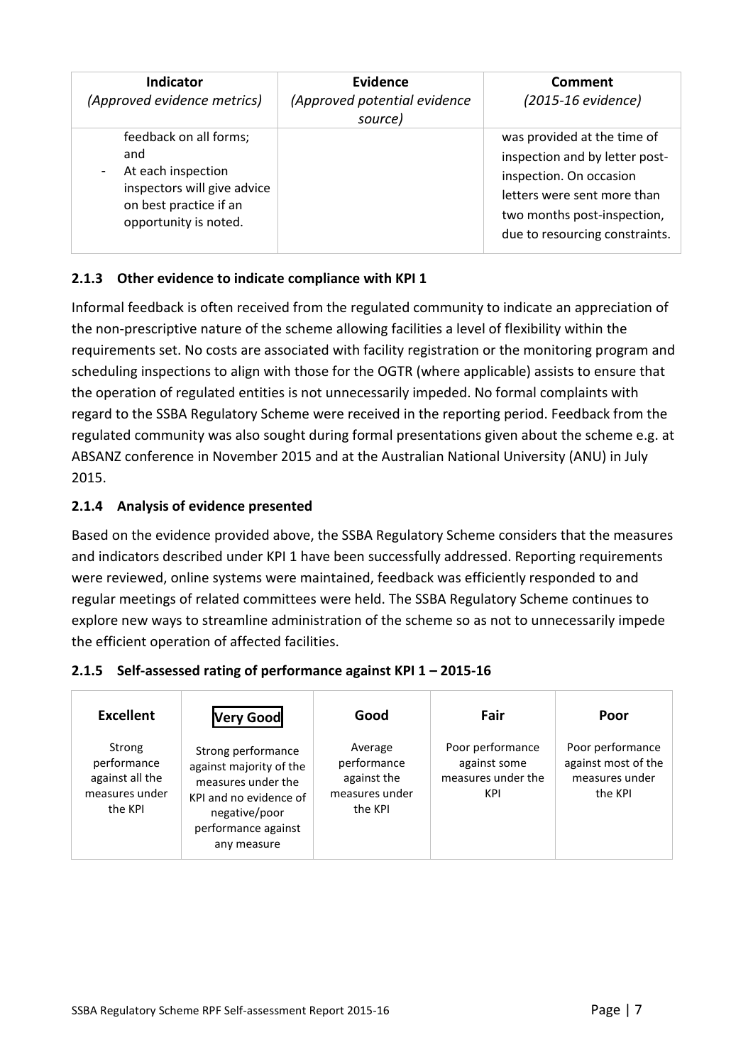| Indicator<br>*(Approved evidence metrics)* | Evidence<br>*(Approved potential evidence source)* | Comment<br>*(2015-16 evidence)* |
|---|---|---|
| feedback on all forms; and<br>- At each inspection inspectors will give advice on best practice if an opportunity is noted. | | was provided at the time of inspection and by letter post-inspection. On occasion letters were sent more than two months post-inspection, due to resourcing constraints. |

### 2.1.3 Other evidence to indicate compliance with KPI 1

Informal feedback is often received from the regulated community to indicate an appreciation of the non-prescriptive nature of the scheme allowing facilities a level of flexibility within the requirements set. No costs are associated with facility registration or the monitoring program and scheduling inspections to align with those for the OGTR (where applicable) assists to ensure that the operation of regulated entities is not unnecessarily impeded. No formal complaints with regard to the SSBA Regulatory Scheme were received in the reporting period. Feedback from the regulated community was also sought during formal presentations given about the scheme e.g. at ABSANZ conference in November 2015 and at the Australian National University (ANU) in July 2015.

### 2.1.4 Analysis of evidence presented

Based on the evidence provided above, the SSBA Regulatory Scheme considers that the measures and indicators described under KPI 1 have been successfully addressed. Reporting requirements were reviewed, online systems were maintained, feedback was efficiently responded to and regular meetings of related committees were held. The SSBA Regulatory Scheme continues to explore new ways to streamline administration of the scheme so as not to unnecessarily impede the efficient operation of affected facilities.

### 2.1.5 Self-assessed rating of performance against KPI 1 – 2015-16

| Excellent | **Very Good** (selected) | Good | Fair | Poor |
|---|---|---|---|---|
| Strong performance against all the measures under the KPI | Strong performance against majority of the measures under the KPI and no evidence of negative/poor performance against any measure | Average performance against the measures under the KPI | Poor performance against some measures under the KPI | Poor performance against most of the measures under the KPI |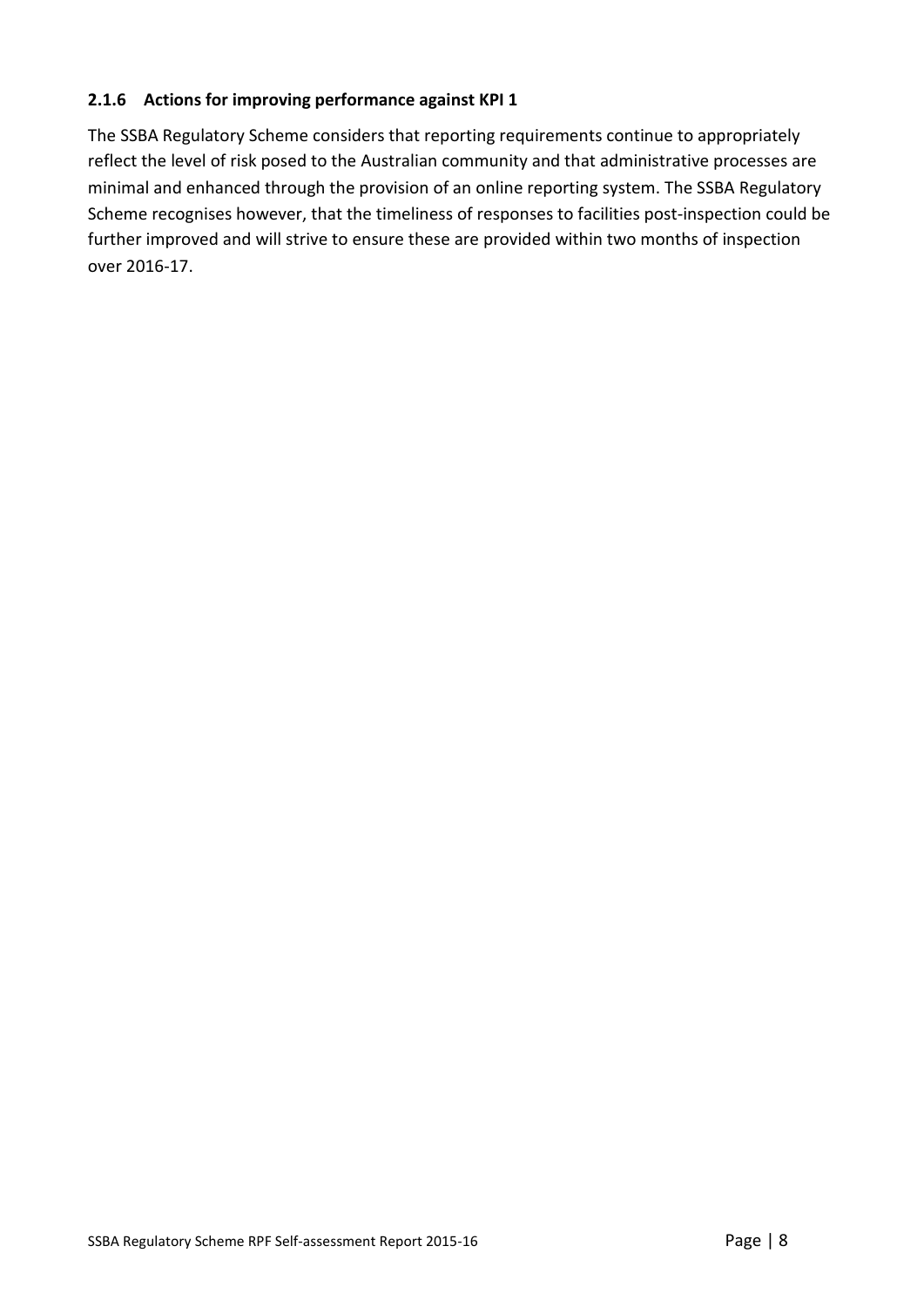### 2.1.6 Actions for improving performance against KPI 1

The SSBA Regulatory Scheme considers that reporting requirements continue to appropriately reflect the level of risk posed to the Australian community and that administrative processes are minimal and enhanced through the provision of an online reporting system. The SSBA Regulatory Scheme recognises however, that the timeliness of responses to facilities post-inspection could be further improved and will strive to ensure these are provided within two months of inspection over 2016-17.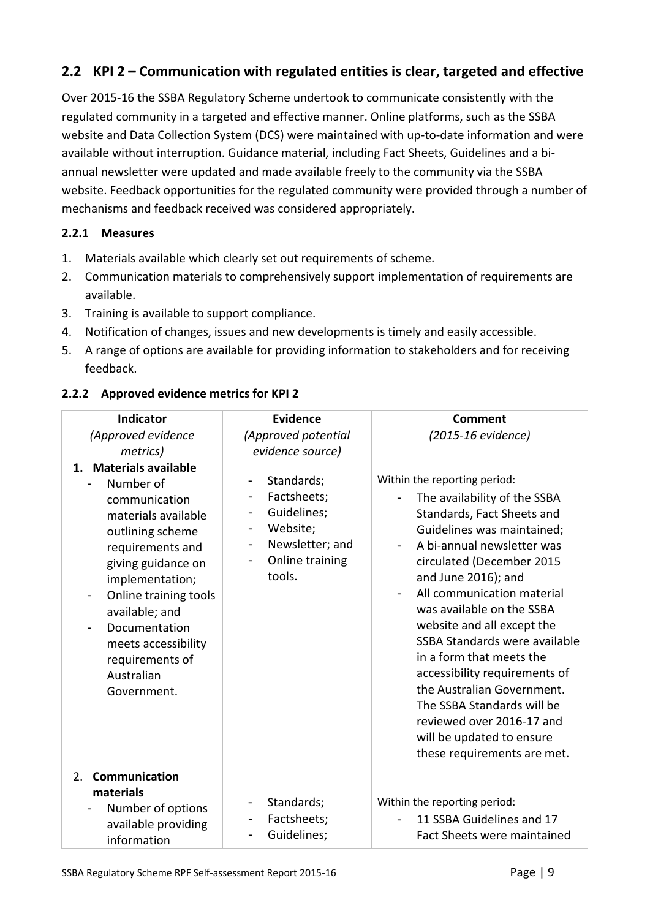## 2.2 KPI 2 – Communication with regulated entities is clear, targeted and effective

Over 2015-16 the SSBA Regulatory Scheme undertook to communicate consistently with the regulated community in a targeted and effective manner. Online platforms, such as the SSBA website and Data Collection System (DCS) were maintained with up-to-date information and were available without interruption. Guidance material, including Fact Sheets, Guidelines and a bi-annual newsletter were updated and made available freely to the community via the SSBA website. Feedback opportunities for the regulated community were provided through a number of mechanisms and feedback received was considered appropriately.

### 2.2.1 Measures

1. Materials available which clearly set out requirements of scheme.
2. Communication materials to comprehensively support implementation of requirements are available.
3. Training is available to support compliance.
4. Notification of changes, issues and new developments is timely and easily accessible.
5. A range of options are available for providing information to stakeholders and for receiving feedback.

### 2.2.2 Approved evidence metrics for KPI 2

| **Indicator** *(Approved evidence metrics)* | **Evidence** *(Approved potential evidence source)* | **Comment** *(2015-16 evidence)* |
|---|---|---|
| 1. **Materials available**<br>- Number of communication materials available outlining scheme requirements and giving guidance on implementation;<br>- Online training tools available; and<br>- Documentation meets accessibility requirements of Australian Government. | - Standards;<br>- Factsheets;<br>- Guidelines;<br>- Website;<br>- Newsletter; and<br>- Online training tools. | Within the reporting period:<br>- The availability of the SSBA Standards, Fact Sheets and Guidelines was maintained;<br>- A bi-annual newsletter was circulated (December 2015 and June 2016); and<br>- All communication material was available on the SSBA website and all except the SSBA Standards were available in a form that meets the accessibility requirements of the Australian Government. The SSBA Standards will be reviewed over 2016-17 and will be updated to ensure these requirements are met. |
| 2. **Communication materials**<br>- Number of options available providing information | - Standards;<br>- Factsheets;<br>- Guidelines; | Within the reporting period:<br>- 11 SSBA Guidelines and 17 Fact Sheets were maintained |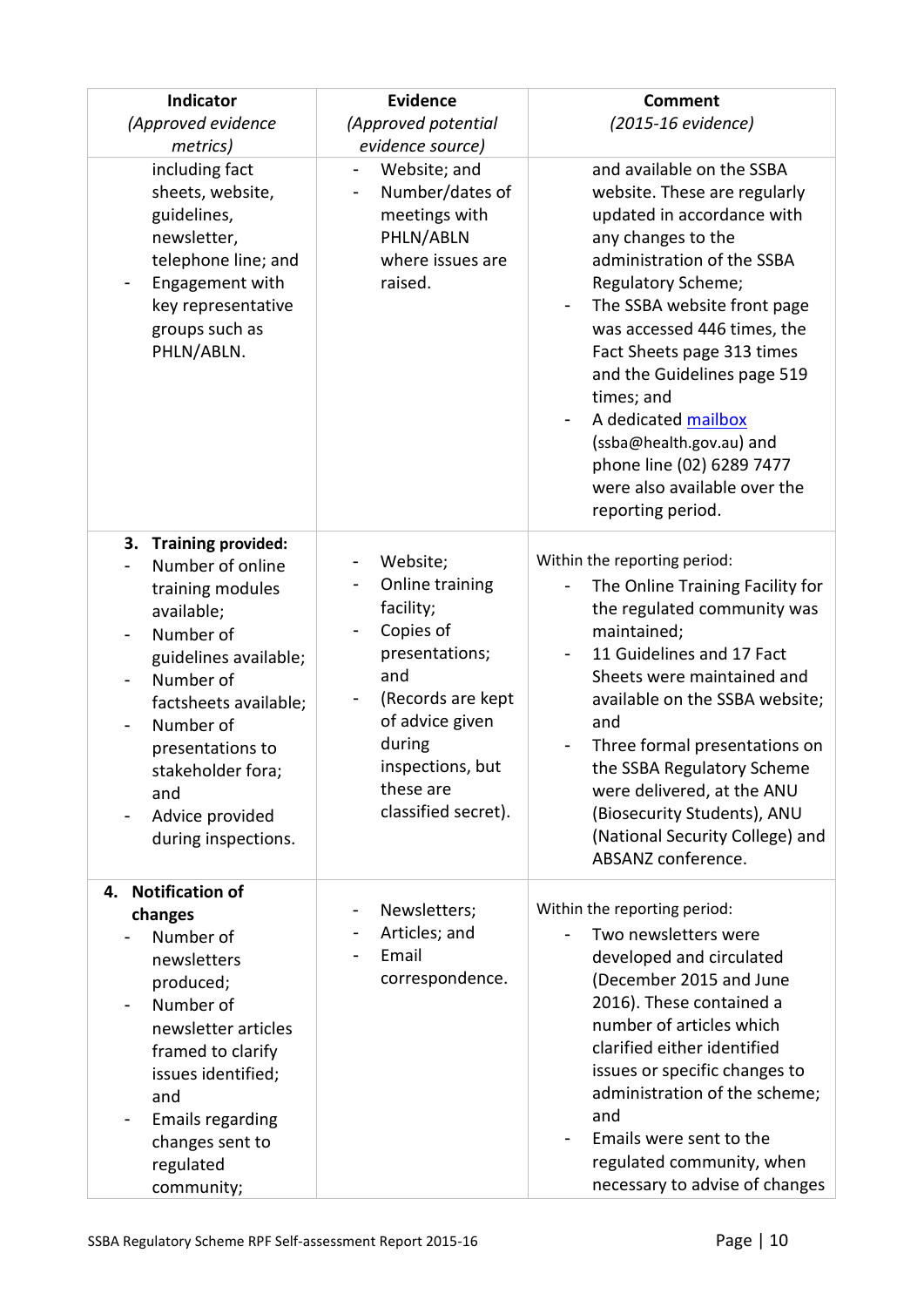| Indicator *(Approved evidence metrics)* | Evidence *(Approved potential evidence source)* | Comment *(2015-16 evidence)* |
| --- | --- | --- |
| including fact sheets, website, guidelines, newsletter, telephone line; and<br>- Engagement with key representative groups such as PHLN/ABLN. | - Website; and<br>- Number/dates of meetings with PHLN/ABLN where issues are raised. | and available on the SSBA website. These are regularly updated in accordance with any changes to the administration of the SSBA Regulatory Scheme;<br>- The SSBA website front page was accessed 446 times, the Fact Sheets page 313 times and the Guidelines page 519 times; and<br>- A dedicated mailbox (ssba@health.gov.au) and phone line (02) 6289 7477 were also available over the reporting period. |
| **3. Training provided:**<br>- Number of online training modules available;<br>- Number of guidelines available;<br>- Number of factsheets available;<br>- Number of presentations to stakeholder fora; and<br>- Advice provided during inspections. | - Website;<br>- Online training facility;<br>- Copies of presentations; and<br>- (Records are kept of advice given during inspections, but these are classified secret). | Within the reporting period:<br>- The Online Training Facility for the regulated community was maintained;<br>- 11 Guidelines and 17 Fact Sheets were maintained and available on the SSBA website; and<br>- Three formal presentations on the SSBA Regulatory Scheme were delivered, at the ANU (Biosecurity Students), ANU (National Security College) and ABSANZ conference. |
| **4. Notification of changes**<br>- Number of newsletters produced;<br>- Number of newsletter articles framed to clarify issues identified; and<br>- Emails regarding changes sent to regulated community; | - Newsletters;<br>- Articles; and<br>- Email correspondence. | Within the reporting period:<br>- Two newsletters were developed and circulated (December 2015 and June 2016). These contained a number of articles which clarified either identified issues or specific changes to administration of the scheme; and<br>- Emails were sent to the regulated community, when necessary to advise of changes |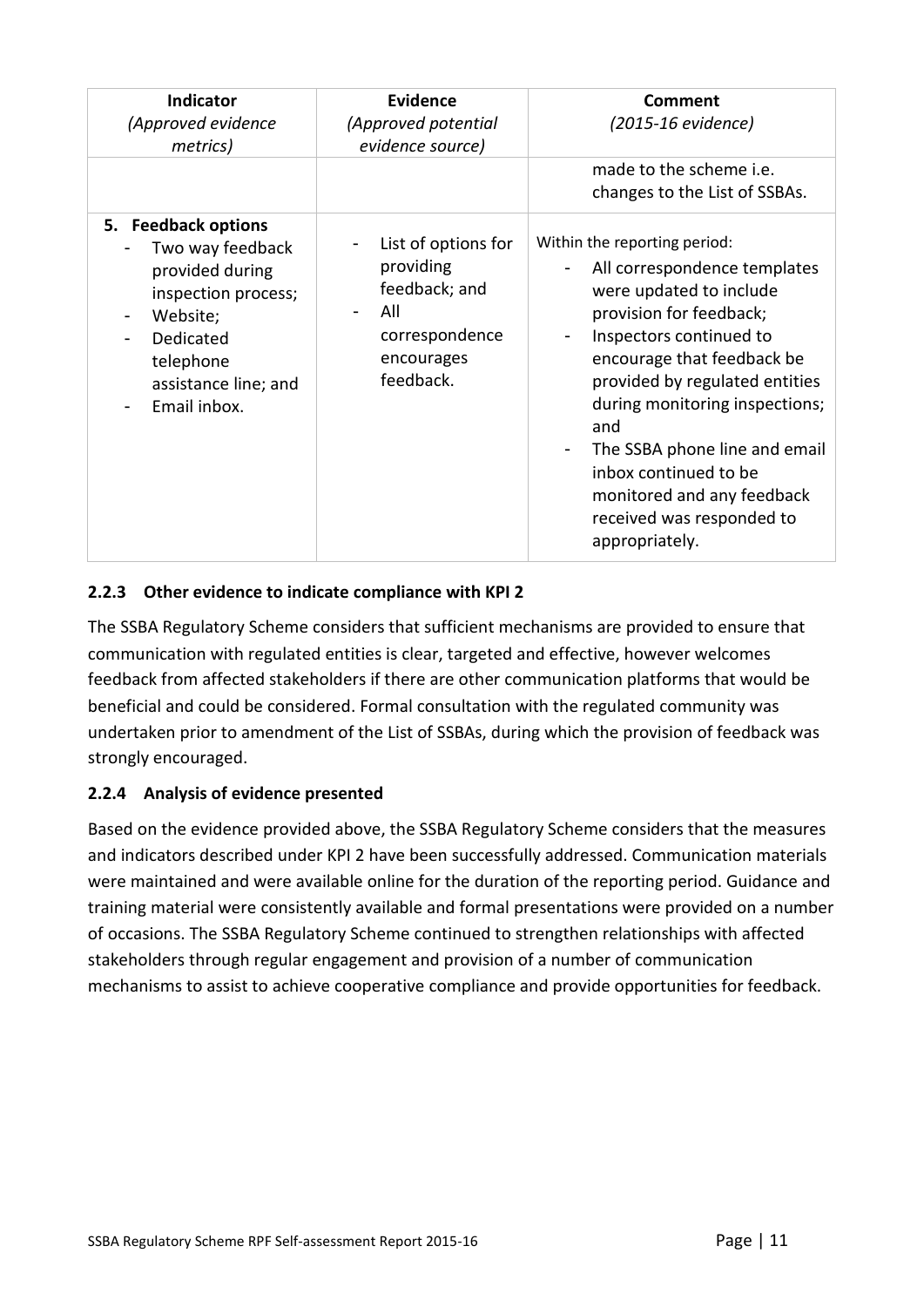| **Indicator** *(Approved evidence metrics)* | **Evidence** *(Approved potential evidence source)* | **Comment** *(2015-16 evidence)* |
|---|---|---|
| | | made to the scheme i.e. changes to the List of SSBAs. |
| **5. Feedback options**<br>- Two way feedback provided during inspection process;<br>- Website;<br>- Dedicated telephone assistance line; and<br>- Email inbox. | - List of options for providing feedback; and<br>- All correspondence encourages feedback. | Within the reporting period:<br>- All correspondence templates were updated to include provision for feedback;<br>- Inspectors continued to encourage that feedback be provided by regulated entities during monitoring inspections; and<br>- The SSBA phone line and email inbox continued to be monitored and any feedback received was responded to appropriately. |

### 2.2.3 Other evidence to indicate compliance with KPI 2

The SSBA Regulatory Scheme considers that sufficient mechanisms are provided to ensure that communication with regulated entities is clear, targeted and effective, however welcomes feedback from affected stakeholders if there are other communication platforms that would be beneficial and could be considered. Formal consultation with the regulated community was undertaken prior to amendment of the List of SSBAs, during which the provision of feedback was strongly encouraged.

### 2.2.4 Analysis of evidence presented

Based on the evidence provided above, the SSBA Regulatory Scheme considers that the measures and indicators described under KPI 2 have been successfully addressed. Communication materials were maintained and were available online for the duration of the reporting period. Guidance and training material were consistently available and formal presentations were provided on a number of occasions. The SSBA Regulatory Scheme continued to strengthen relationships with affected stakeholders through regular engagement and provision of a number of communication mechanisms to assist to achieve cooperative compliance and provide opportunities for feedback.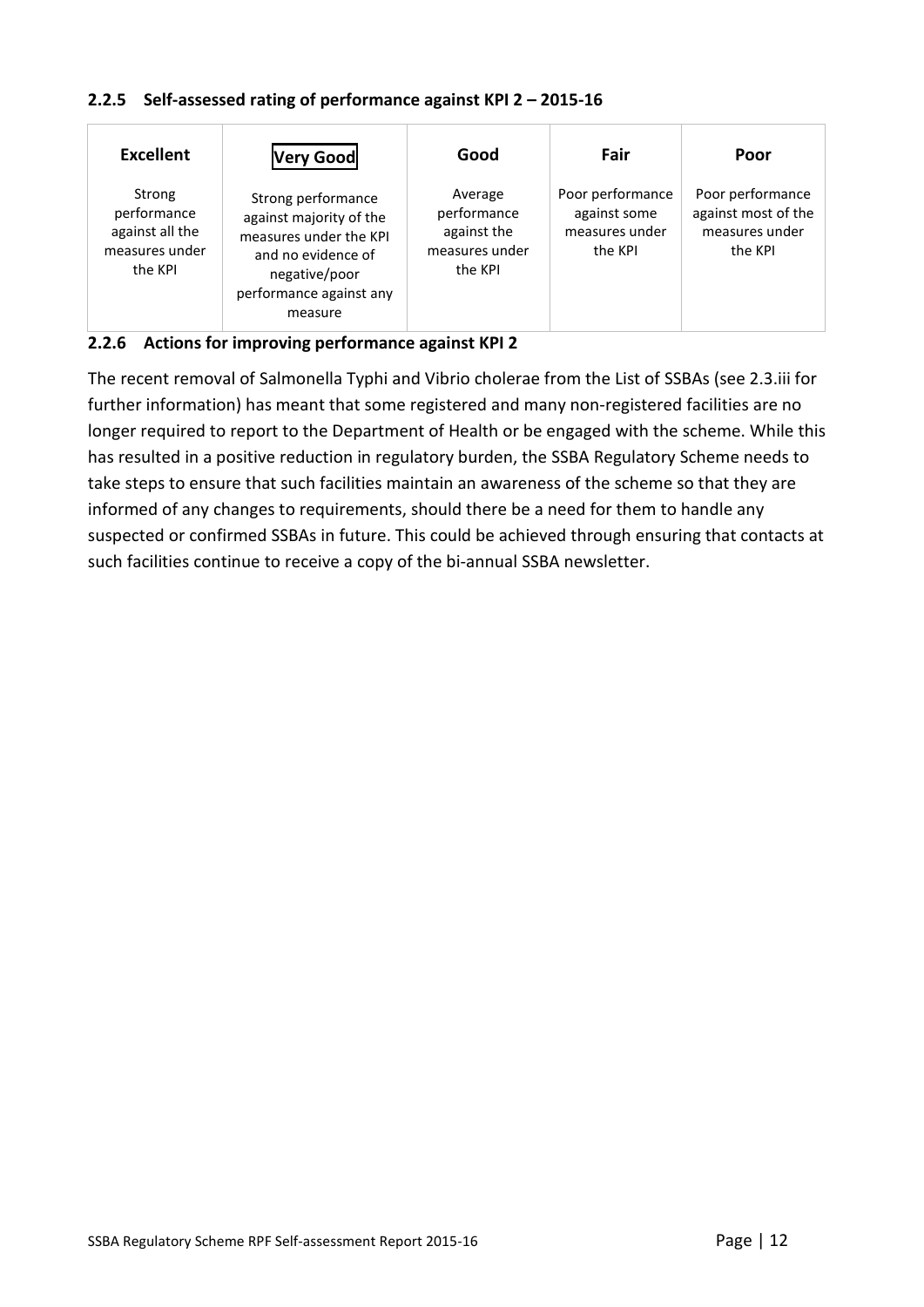### 2.2.5 Self-assessed rating of performance against KPI 2 – 2015-16

| Excellent | **Very Good** | Good | Fair | Poor |
|---|---|---|---|---|
| Strong performance against all the measures under the KPI | Strong performance against majority of the measures under the KPI and no evidence of negative/poor performance against any measure | Average performance against the measures under the KPI | Poor performance against some measures under the KPI | Poor performance against most of the measures under the KPI |

### 2.2.6 Actions for improving performance against KPI 2

The recent removal of Salmonella Typhi and Vibrio cholerae from the List of SSBAs (see 2.3.iii for further information) has meant that some registered and many non-registered facilities are no longer required to report to the Department of Health or be engaged with the scheme. While this has resulted in a positive reduction in regulatory burden, the SSBA Regulatory Scheme needs to take steps to ensure that such facilities maintain an awareness of the scheme so that they are informed of any changes to requirements, should there be a need for them to handle any suspected or confirmed SSBAs in future. This could be achieved through ensuring that contacts at such facilities continue to receive a copy of the bi-annual SSBA newsletter.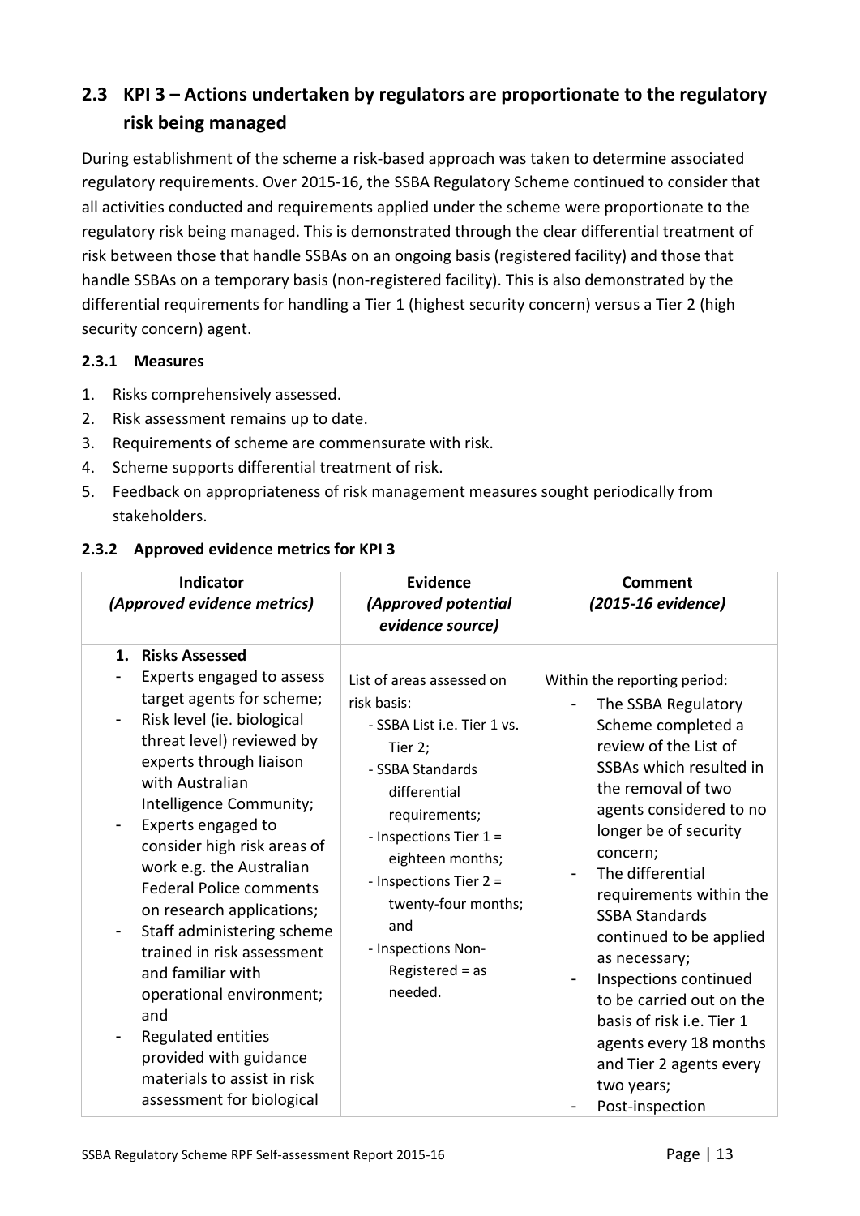## 2.3 KPI 3 – Actions undertaken by regulators are proportionate to the regulatory risk being managed

During establishment of the scheme a risk-based approach was taken to determine associated regulatory requirements. Over 2015-16, the SSBA Regulatory Scheme continued to consider that all activities conducted and requirements applied under the scheme were proportionate to the regulatory risk being managed. This is demonstrated through the clear differential treatment of risk between those that handle SSBAs on an ongoing basis (registered facility) and those that handle SSBAs on a temporary basis (non-registered facility). This is also demonstrated by the differential requirements for handling a Tier 1 (highest security concern) versus a Tier 2 (high security concern) agent.

### 2.3.1 Measures

1. Risks comprehensively assessed.
2. Risk assessment remains up to date.
3. Requirements of scheme are commensurate with risk.
4. Scheme supports differential treatment of risk.
5. Feedback on appropriateness of risk management measures sought periodically from stakeholders.

### 2.3.2 Approved evidence metrics for KPI 3

| Indicator *(Approved evidence metrics)* | Evidence *(Approved potential evidence source)* | Comment *(2015-16 evidence)* |
|---|---|---|
| **1. Risks Assessed**<br>- Experts engaged to assess target agents for scheme;<br>- Risk level (ie. biological threat level) reviewed by experts through liaison with Australian Intelligence Community;<br>- Experts engaged to consider high risk areas of work e.g. the Australian Federal Police comments on research applications;<br>- Staff administering scheme trained in risk assessment and familiar with operational environment; and<br>- Regulated entities provided with guidance materials to assist in risk assessment for biological | List of areas assessed on risk basis:<br>- SSBA List i.e. Tier 1 vs. Tier 2;<br>- SSBA Standards differential requirements;<br>- Inspections Tier 1 = eighteen months;<br>- Inspections Tier 2 = twenty-four months; and<br>- Inspections Non-Registered = as needed. | Within the reporting period:<br>- The SSBA Regulatory Scheme completed a review of the List of SSBAs which resulted in the removal of two agents considered to no longer be of security concern;<br>- The differential requirements within the SSBA Standards continued to be applied as necessary;<br>- Inspections continued to be carried out on the basis of risk i.e. Tier 1 agents every 18 months and Tier 2 agents every two years;<br>- Post-inspection |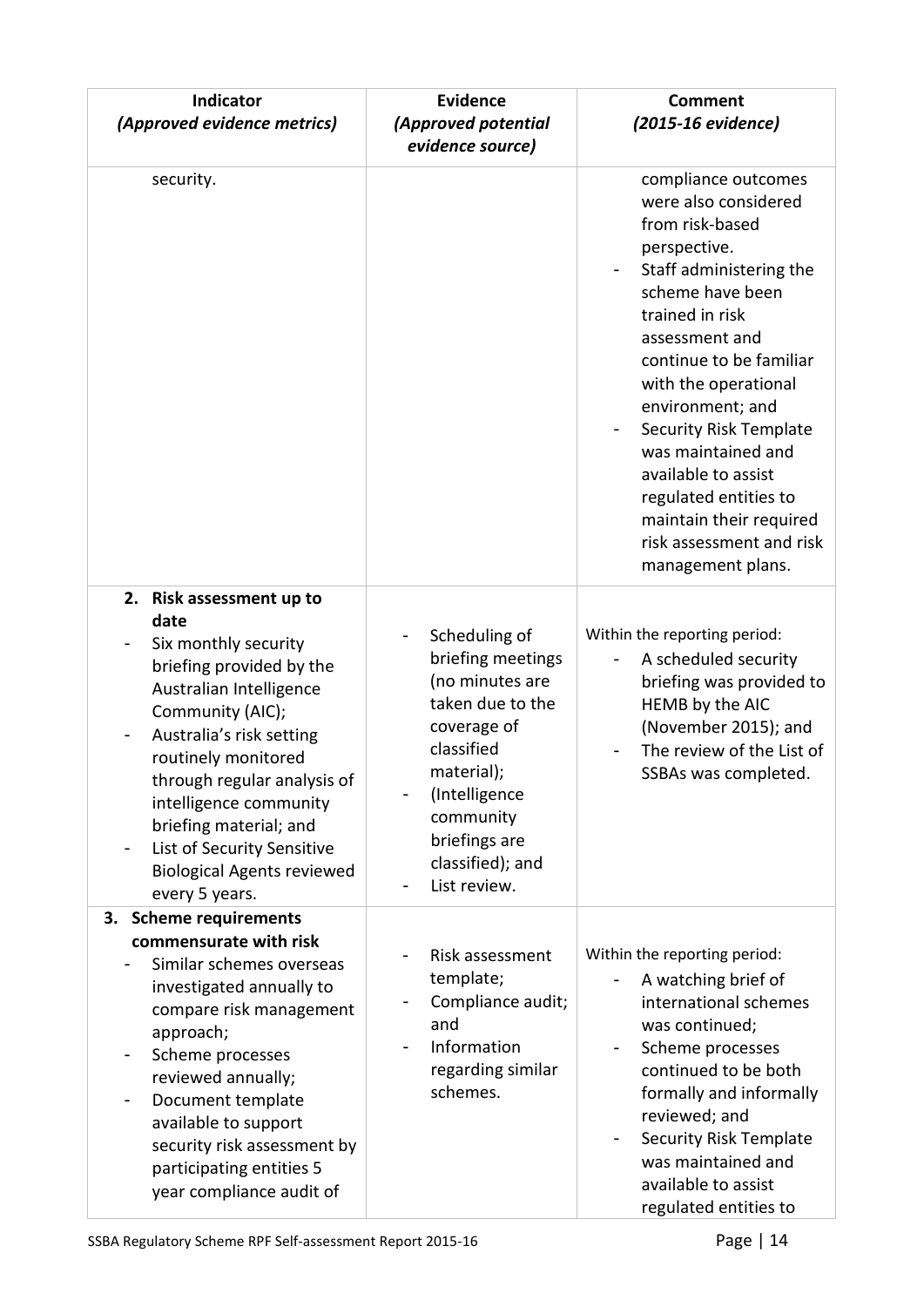| Indicator *(Approved evidence metrics)* | Evidence *(Approved potential evidence source)* | Comment *(2015-16 evidence)* |
|---|---|---|
| security. | | compliance outcomes were also considered from risk-based perspective.<br>- Staff administering the scheme have been trained in risk assessment and continue to be familiar with the operational environment; and<br>- Security Risk Template was maintained and available to assist regulated entities to maintain their required risk assessment and risk management plans. |
| **2. Risk assessment up to date**<br>- Six monthly security briefing provided by the Australian Intelligence Community (AIC);<br>- Australia's risk setting routinely monitored through regular analysis of intelligence community briefing material; and<br>- List of Security Sensitive Biological Agents reviewed every 5 years. | - Scheduling of briefing meetings (no minutes are taken due to the coverage of classified material);<br>- (Intelligence community briefings are classified); and<br>- List review. | Within the reporting period:<br>- A scheduled security briefing was provided to HEMB by the AIC (November 2015); and<br>- The review of the List of SSBAs was completed. |
| **3. Scheme requirements commensurate with risk**<br>- Similar schemes overseas investigated annually to compare risk management approach;<br>- Scheme processes reviewed annually;<br>- Document template available to support security risk assessment by participating entities 5 year compliance audit of | - Risk assessment template;<br>- Compliance audit; and<br>- Information regarding similar schemes. | Within the reporting period:<br>- A watching brief of international schemes was continued;<br>- Scheme processes continued to be both formally and informally reviewed; and<br>- Security Risk Template was maintained and available to assist regulated entities to |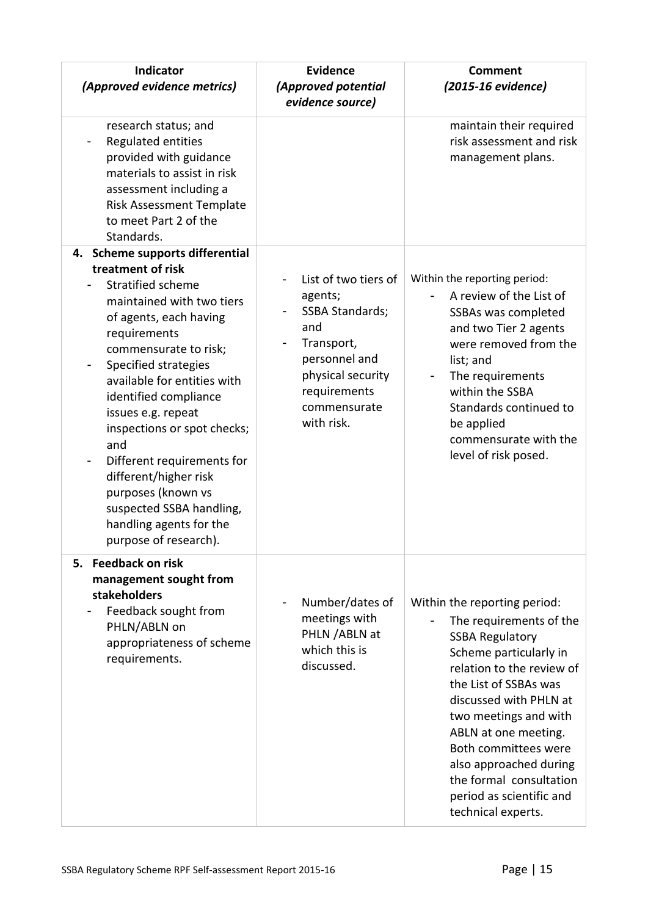| Indicator *(Approved evidence metrics)* | Evidence *(Approved potential evidence source)* | Comment *(2015-16 evidence)* |
|---|---|---|
| research status; and<br>- Regulated entities provided with guidance materials to assist in risk assessment including a Risk Assessment Template to meet Part 2 of the Standards. | | maintain their required risk assessment and risk management plans. |
| **4. Scheme supports differential treatment of risk**<br>- Stratified scheme maintained with two tiers of agents, each having requirements commensurate to risk;<br>- Specified strategies available for entities with identified compliance issues e.g. repeat inspections or spot checks; and<br>- Different requirements for different/higher risk purposes (known vs suspected SSBA handling, handling agents for the purpose of research). | - List of two tiers of agents;<br>- SSBA Standards; and<br>- Transport, personnel and physical security requirements commensurate with risk. | Within the reporting period:<br>- A review of the List of SSBAs was completed and two Tier 2 agents were removed from the list; and<br>- The requirements within the SSBA Standards continued to be applied commensurate with the level of risk posed. |
| **5. Feedback on risk management sought from stakeholders**<br>- Feedback sought from PHLN/ABLN on appropriateness of scheme requirements. | - Number/dates of meetings with PHLN /ABLN at which this is discussed. | Within the reporting period:<br>- The requirements of the SSBA Regulatory Scheme particularly in relation to the review of the List of SSBAs was discussed with PHLN at two meetings and with ABLN at one meeting. Both committees were also approached during the formal consultation period as scientific and technical experts. |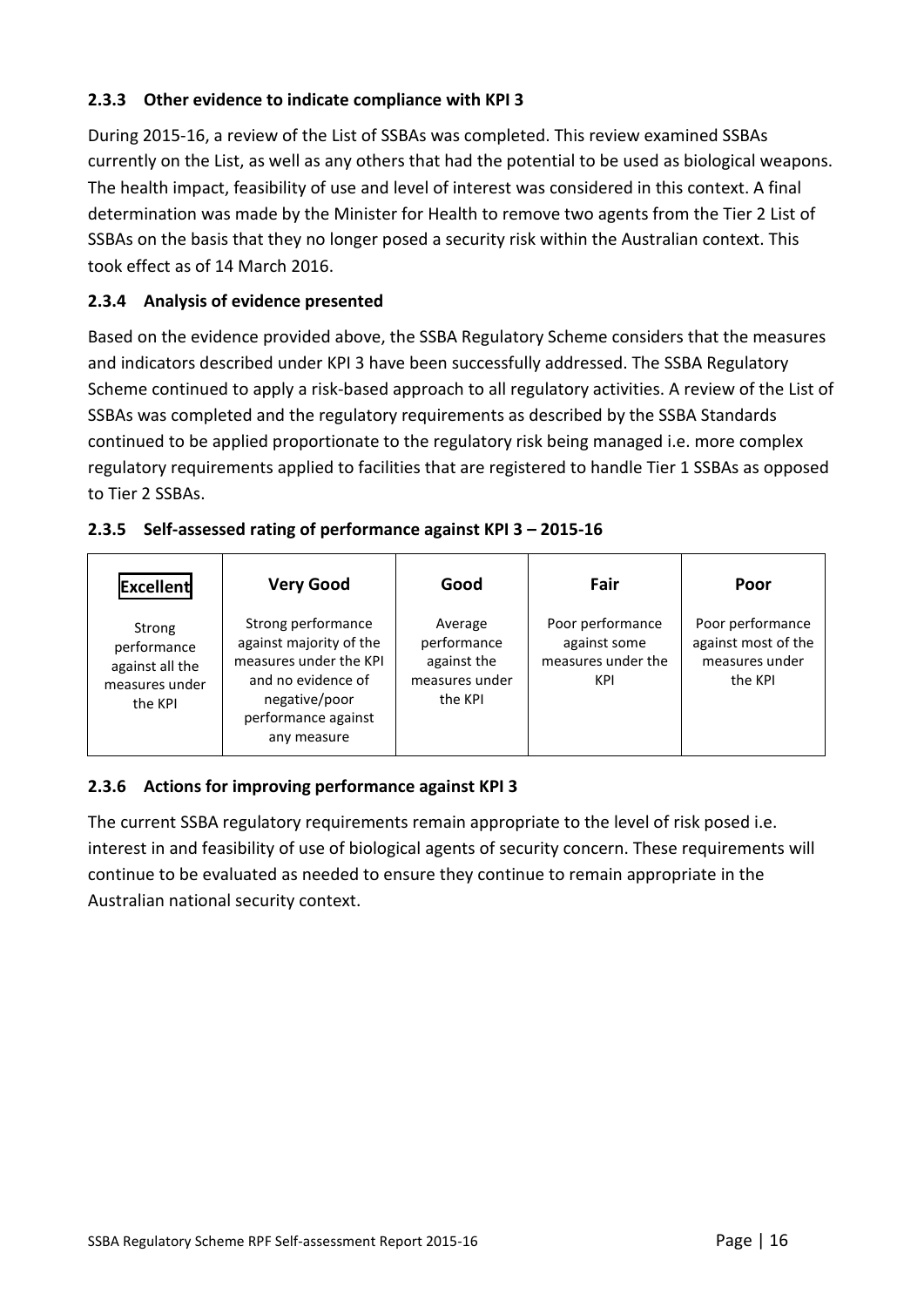### 2.3.3 Other evidence to indicate compliance with KPI 3

During 2015-16, a review of the List of SSBAs was completed. This review examined SSBAs currently on the List, as well as any others that had the potential to be used as biological weapons. The health impact, feasibility of use and level of interest was considered in this context. A final determination was made by the Minister for Health to remove two agents from the Tier 2 List of SSBAs on the basis that they no longer posed a security risk within the Australian context. This took effect as of 14 March 2016.

### 2.3.4 Analysis of evidence presented

Based on the evidence provided above, the SSBA Regulatory Scheme considers that the measures and indicators described under KPI 3 have been successfully addressed. The SSBA Regulatory Scheme continued to apply a risk-based approach to all regulatory activities. A review of the List of SSBAs was completed and the regulatory requirements as described by the SSBA Standards continued to be applied proportionate to the regulatory risk being managed i.e. more complex regulatory requirements applied to facilities that are registered to handle Tier 1 SSBAs as opposed to Tier 2 SSBAs.

### 2.3.5 Self-assessed rating of performance against KPI 3 – 2015-16

| **Excellent** | **Very Good** | **Good** | **Fair** | **Poor** |
|---|---|---|---|---|
| Strong performance against all the measures under the KPI | Strong performance against majority of the measures under the KPI and no evidence of negative/poor performance against any measure | Average performance against the measures under the KPI | Poor performance against some measures under the KPI | Poor performance against most of the measures under the KPI |

### 2.3.6 Actions for improving performance against KPI 3

The current SSBA regulatory requirements remain appropriate to the level of risk posed i.e. interest in and feasibility of use of biological agents of security concern. These requirements will continue to be evaluated as needed to ensure they continue to remain appropriate in the Australian national security context.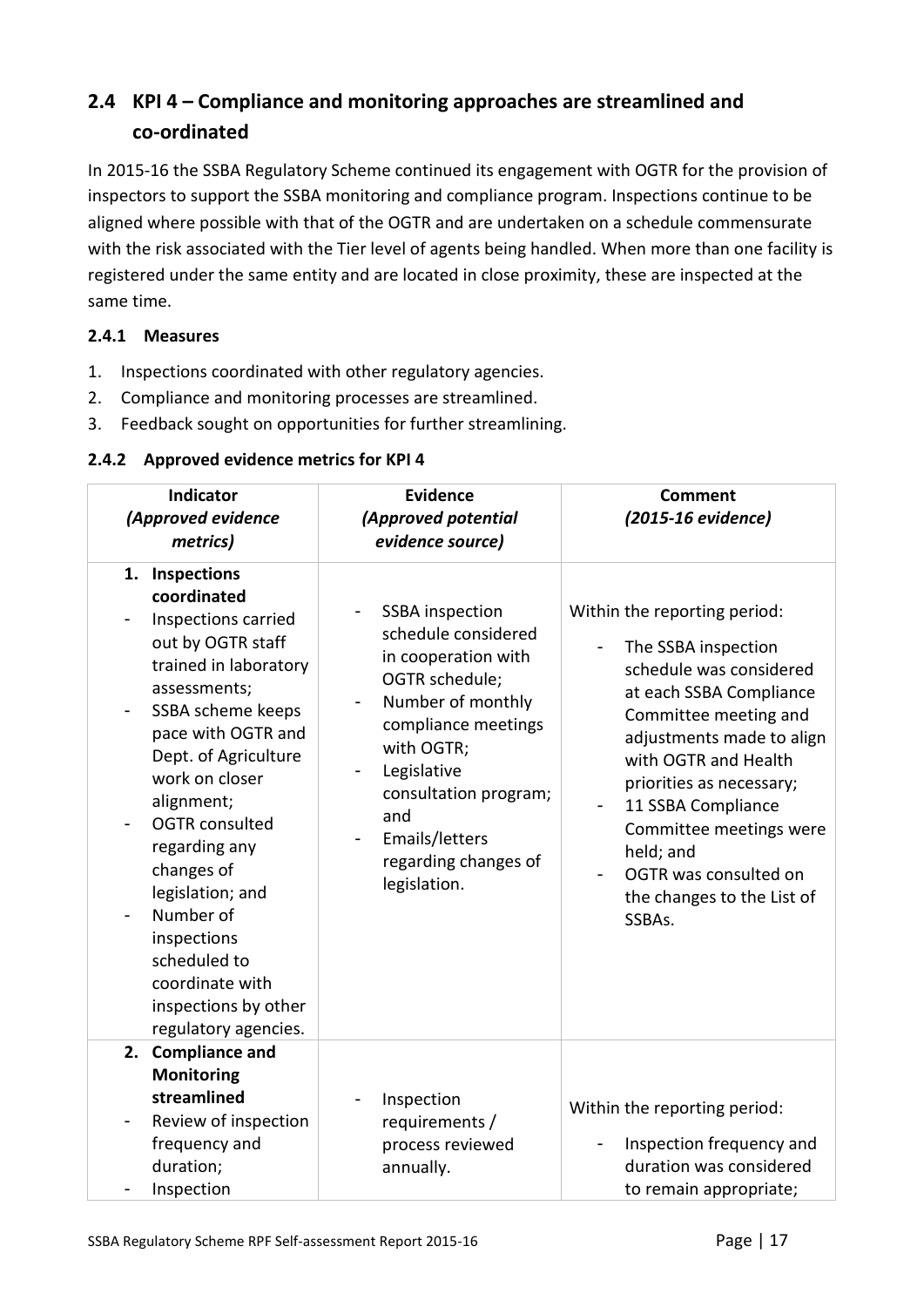## 2.4 KPI 4 – Compliance and monitoring approaches are streamlined and co-ordinated

In 2015-16 the SSBA Regulatory Scheme continued its engagement with OGTR for the provision of inspectors to support the SSBA monitoring and compliance program. Inspections continue to be aligned where possible with that of the OGTR and are undertaken on a schedule commensurate with the risk associated with the Tier level of agents being handled. When more than one facility is registered under the same entity and are located in close proximity, these are inspected at the same time.

### 2.4.1 Measures

1. Inspections coordinated with other regulatory agencies.
2. Compliance and monitoring processes are streamlined.
3. Feedback sought on opportunities for further streamlining.

### 2.4.2 Approved evidence metrics for KPI 4

| Indicator *(Approved evidence metrics)* | Evidence *(Approved potential evidence source)* | Comment *(2015-16 evidence)* |
|---|---|---|
| **1. Inspections coordinated**<br>- Inspections carried out by OGTR staff trained in laboratory assessments;<br>- SSBA scheme keeps pace with OGTR and Dept. of Agriculture work on closer alignment;<br>- OGTR consulted regarding any changes of legislation; and<br>- Number of inspections scheduled to coordinate with inspections by other regulatory agencies. | - SSBA inspection schedule considered in cooperation with OGTR schedule;<br>- Number of monthly compliance meetings with OGTR;<br>- Legislative consultation program; and<br>- Emails/letters regarding changes of legislation. | Within the reporting period:<br>- The SSBA inspection schedule was considered at each SSBA Compliance Committee meeting and adjustments made to align with OGTR and Health priorities as necessary;<br>- 11 SSBA Compliance Committee meetings were held; and<br>- OGTR was consulted on the changes to the List of SSBAs. |
| **2. Compliance and Monitoring streamlined**<br>- Review of inspection frequency and duration;<br>- Inspection | - Inspection requirements / process reviewed annually. | Within the reporting period:<br>- Inspection frequency and duration was considered to remain appropriate; |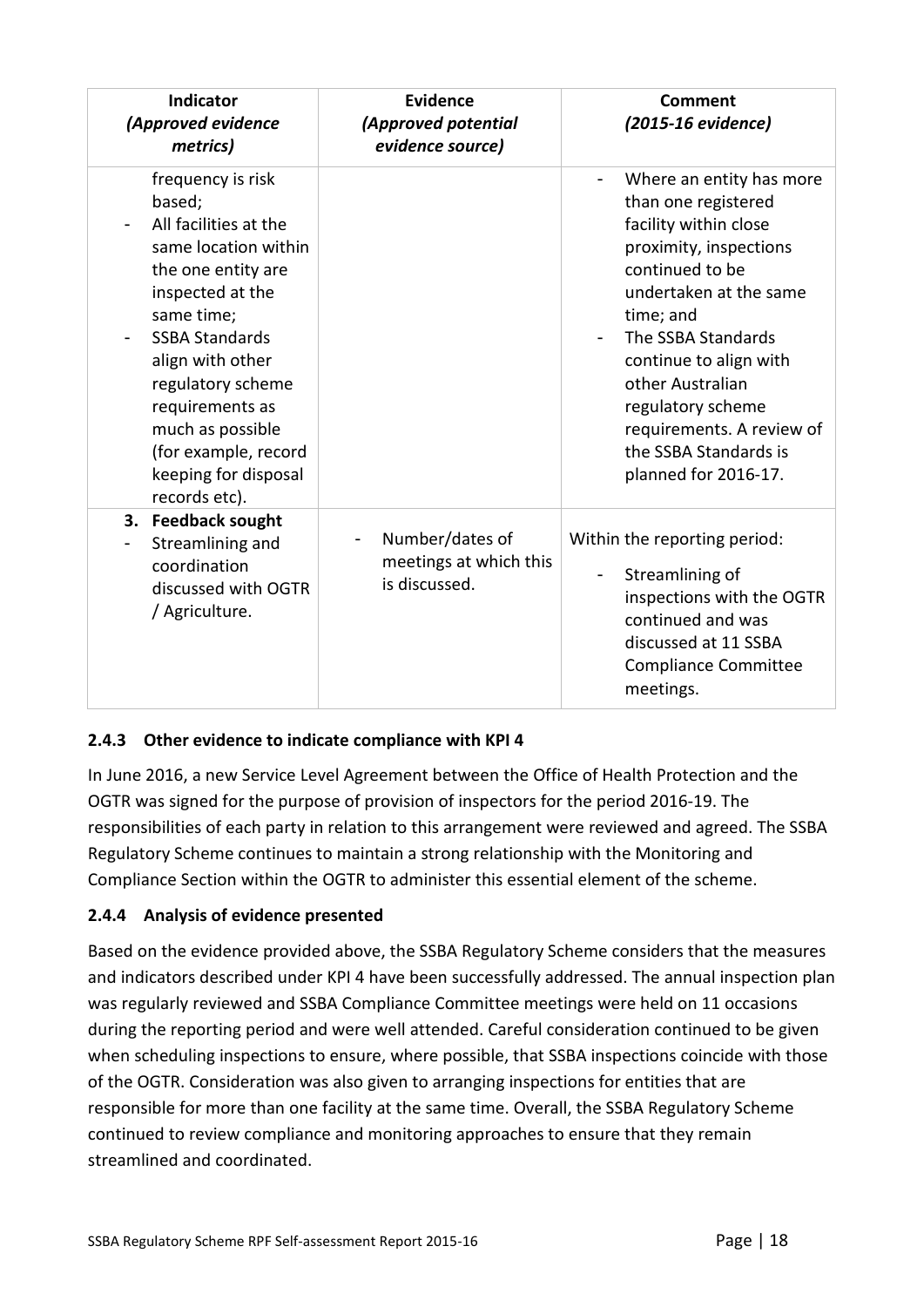| Indicator *(Approved evidence metrics)* | Evidence *(Approved potential evidence source)* | Comment *(2015-16 evidence)* |
|---|---|---|
| frequency is risk based;<br>- All facilities at the same location within the one entity are inspected at the same time;<br>- SSBA Standards align with other regulatory scheme requirements as much as possible (for example, record keeping for disposal records etc). | | - Where an entity has more than one registered facility within close proximity, inspections continued to be undertaken at the same time; and<br>- The SSBA Standards continue to align with other Australian regulatory scheme requirements. A review of the SSBA Standards is planned for 2016-17. |
| **3. Feedback sought**<br>- Streamlining and coordination discussed with OGTR / Agriculture. | - Number/dates of meetings at which this is discussed. | Within the reporting period:<br>- Streamlining of inspections with the OGTR continued and was discussed at 11 SSBA Compliance Committee meetings. |

### 2.4.3 Other evidence to indicate compliance with KPI 4

In June 2016, a new Service Level Agreement between the Office of Health Protection and the OGTR was signed for the purpose of provision of inspectors for the period 2016-19. The responsibilities of each party in relation to this arrangement were reviewed and agreed. The SSBA Regulatory Scheme continues to maintain a strong relationship with the Monitoring and Compliance Section within the OGTR to administer this essential element of the scheme.

### 2.4.4 Analysis of evidence presented

Based on the evidence provided above, the SSBA Regulatory Scheme considers that the measures and indicators described under KPI 4 have been successfully addressed. The annual inspection plan was regularly reviewed and SSBA Compliance Committee meetings were held on 11 occasions during the reporting period and were well attended. Careful consideration continued to be given when scheduling inspections to ensure, where possible, that SSBA inspections coincide with those of the OGTR. Consideration was also given to arranging inspections for entities that are responsible for more than one facility at the same time. Overall, the SSBA Regulatory Scheme continued to review compliance and monitoring approaches to ensure that they remain streamlined and coordinated.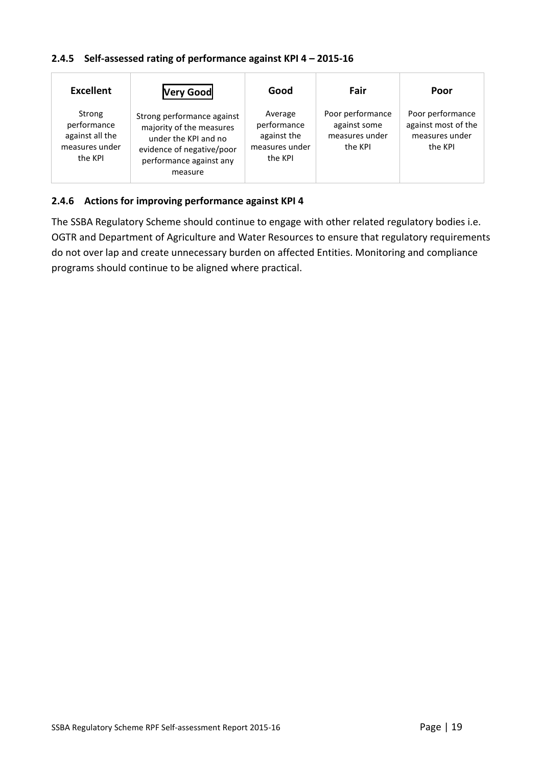### 2.4.5 Self-assessed rating of performance against KPI 4 – 2015-16

| Excellent | **Very Good** | Good | Fair | Poor |
|---|---|---|---|---|
| Strong performance against all the measures under the KPI | Strong performance against majority of the measures under the KPI and no evidence of negative/poor performance against any measure | Average performance against the measures under the KPI | Poor performance against some measures under the KPI | Poor performance against most of the measures under the KPI |

### 2.4.6 Actions for improving performance against KPI 4

The SSBA Regulatory Scheme should continue to engage with other related regulatory bodies i.e. OGTR and Department of Agriculture and Water Resources to ensure that regulatory requirements do not over lap and create unnecessary burden on affected Entities. Monitoring and compliance programs should continue to be aligned where practical.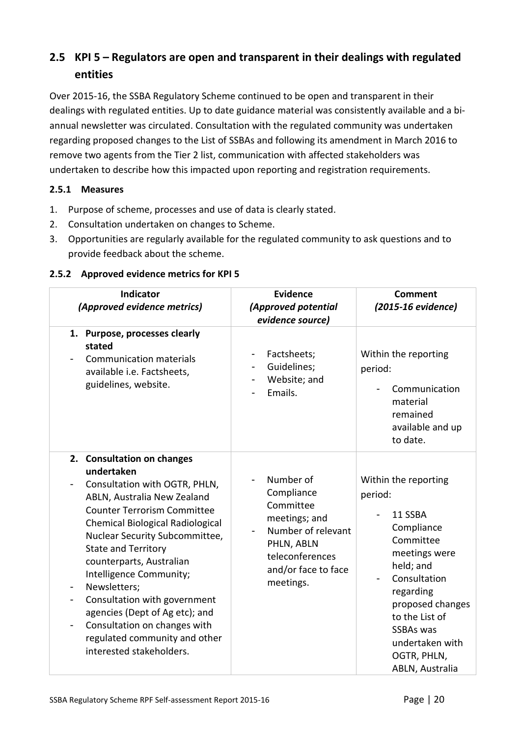## 2.5 KPI 5 – Regulators are open and transparent in their dealings with regulated entities

Over 2015-16, the SSBA Regulatory Scheme continued to be open and transparent in their dealings with regulated entities. Up to date guidance material was consistently available and a bi-annual newsletter was circulated. Consultation with the regulated community was undertaken regarding proposed changes to the List of SSBAs and following its amendment in March 2016 to remove two agents from the Tier 2 list, communication with affected stakeholders was undertaken to describe how this impacted upon reporting and registration requirements.

### 2.5.1 Measures

1. Purpose of scheme, processes and use of data is clearly stated.
2. Consultation undertaken on changes to Scheme.
3. Opportunities are regularly available for the regulated community to ask questions and to provide feedback about the scheme.

### 2.5.2 Approved evidence metrics for KPI 5

| Indicator *(Approved evidence metrics)* | Evidence *(Approved potential evidence source)* | Comment *(2015-16 evidence)* |
|---|---|---|
| **1. Purpose, processes clearly stated**<br>- Communication materials available i.e. Factsheets, guidelines, website. | - Factsheets;<br>- Guidelines;<br>- Website; and<br>- Emails. | Within the reporting period:<br>- Communication material remained available and up to date. |
| **2. Consultation on changes undertaken**<br>- Consultation with OGTR, PHLN, ABLN, Australia New Zealand Counter Terrorism Committee Chemical Biological Radiological Nuclear Security Subcommittee, State and Territory counterparts, Australian Intelligence Community;<br>- Newsletters;<br>- Consultation with government agencies (Dept of Ag etc); and<br>- Consultation on changes with regulated community and other interested stakeholders. | - Number of Compliance Committee meetings; and<br>- Number of relevant PHLN, ABLN teleconferences and/or face to face meetings. | Within the reporting period:<br>- 11 SSBA Compliance Committee meetings were held; and<br>- Consultation regarding proposed changes to the List of SSBAs was undertaken with OGTR, PHLN, ABLN, Australia |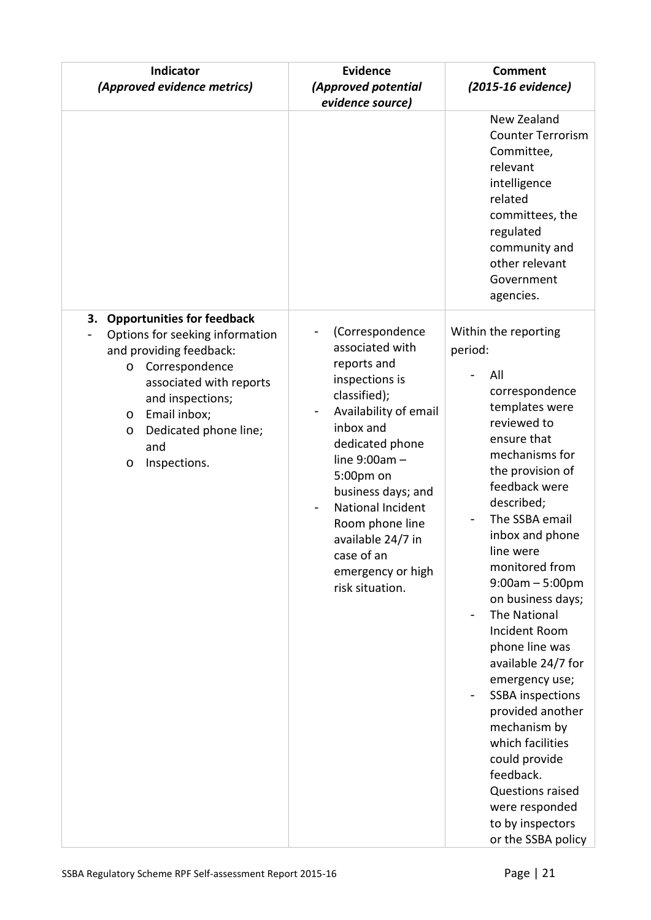| Indicator *(Approved evidence metrics)* | Evidence *(Approved potential evidence source)* | Comment *(2015-16 evidence)* |
|---|---|---|
| | | New Zealand Counter Terrorism Committee, relevant intelligence related committees, the regulated community and other relevant Government agencies. |
| **3. Opportunities for feedback**<br>- Options for seeking information and providing feedback:<br>o Correspondence associated with reports and inspections;<br>o Email inbox;<br>o Dedicated phone line; and<br>o Inspections. | - (Correspondence associated with reports and inspections is classified);<br>- Availability of email inbox and dedicated phone line 9:00am – 5:00pm on business days; and<br>- National Incident Room phone line available 24/7 in case of an emergency or high risk situation. | Within the reporting period:<br>- All correspondence templates were reviewed to ensure that mechanisms for the provision of feedback were described;<br>- The SSBA email inbox and phone line were monitored from 9:00am – 5:00pm on business days;<br>- The National Incident Room phone line was available 24/7 for emergency use;<br>- SSBA inspections provided another mechanism by which facilities could provide feedback. Questions raised were responded to by inspectors or the SSBA policy |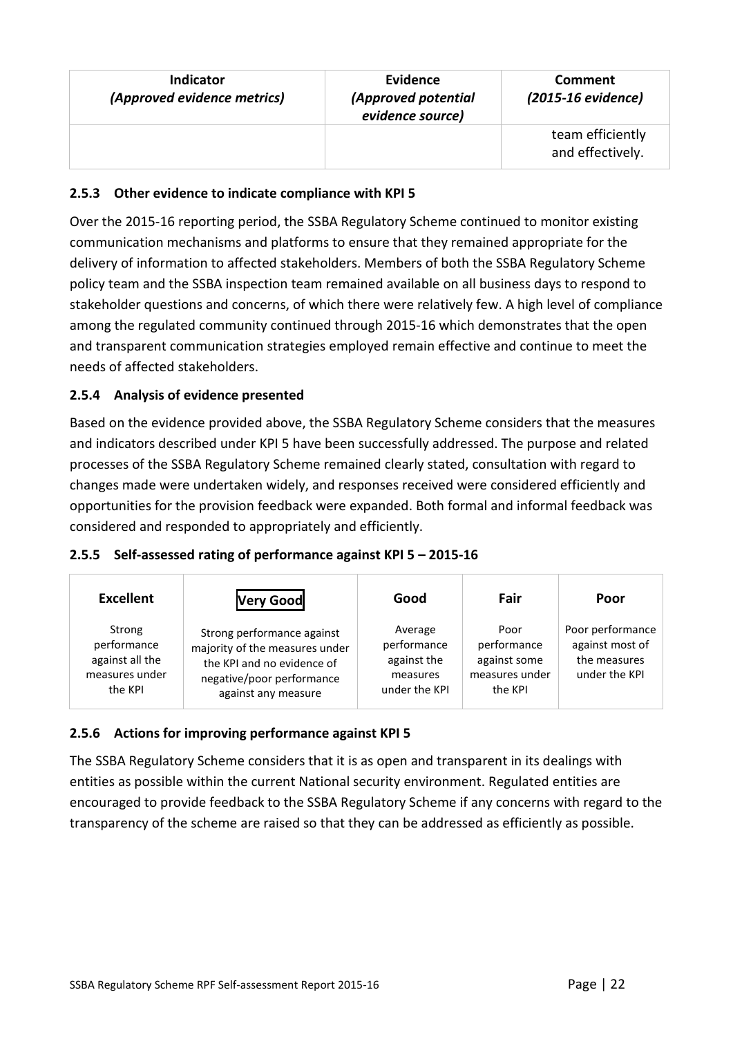| Indicator *(Approved evidence metrics)* | Evidence *(Approved potential evidence source)* | Comment *(2015-16 evidence)* |
|---|---|---|
| | | team efficiently and effectively. |

### 2.5.3 Other evidence to indicate compliance with KPI 5

Over the 2015-16 reporting period, the SSBA Regulatory Scheme continued to monitor existing communication mechanisms and platforms to ensure that they remained appropriate for the delivery of information to affected stakeholders. Members of both the SSBA Regulatory Scheme policy team and the SSBA inspection team remained available on all business days to respond to stakeholder questions and concerns, of which there were relatively few. A high level of compliance among the regulated community continued through 2015-16 which demonstrates that the open and transparent communication strategies employed remain effective and continue to meet the needs of affected stakeholders.

### 2.5.4 Analysis of evidence presented

Based on the evidence provided above, the SSBA Regulatory Scheme considers that the measures and indicators described under KPI 5 have been successfully addressed. The purpose and related processes of the SSBA Regulatory Scheme remained clearly stated, consultation with regard to changes made were undertaken widely, and responses received were considered efficiently and opportunities for the provision feedback were expanded. Both formal and informal feedback was considered and responded to appropriately and efficiently.

### 2.5.5 Self-assessed rating of performance against KPI 5 – 2015-16

| Excellent | **[Very Good]** | Good | Fair | Poor |
|---|---|---|---|---|
| Strong performance against all the measures under the KPI | Strong performance against majority of the measures under the KPI and no evidence of negative/poor performance against any measure | Average performance against the measures under the KPI | Poor performance against some measures under the KPI | Poor performance against most of the measures under the KPI |

### 2.5.6 Actions for improving performance against KPI 5

The SSBA Regulatory Scheme considers that it is as open and transparent in its dealings with entities as possible within the current National security environment. Regulated entities are encouraged to provide feedback to the SSBA Regulatory Scheme if any concerns with regard to the transparency of the scheme are raised so that they can be addressed as efficiently as possible.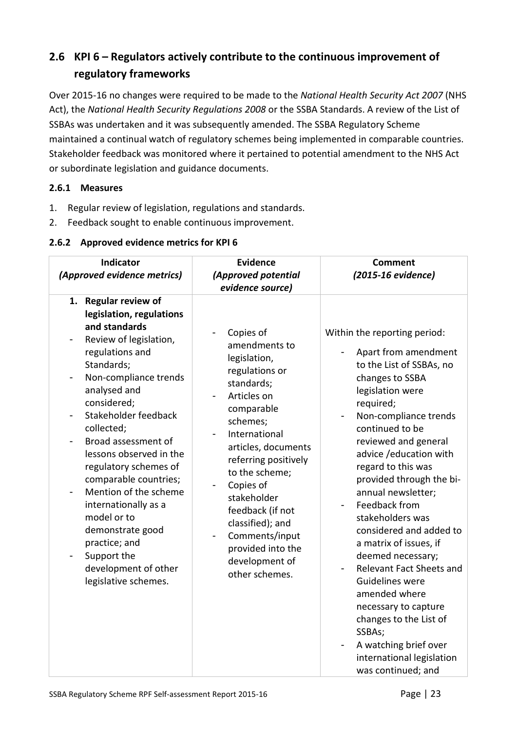## 2.6 KPI 6 – Regulators actively contribute to the continuous improvement of regulatory frameworks

Over 2015-16 no changes were required to be made to the *National Health Security Act 2007* (NHS Act), the *National Health Security Regulations 2008* or the SSBA Standards. A review of the List of SSBAs was undertaken and it was subsequently amended. The SSBA Regulatory Scheme maintained a continual watch of regulatory schemes being implemented in comparable countries. Stakeholder feedback was monitored where it pertained to potential amendment to the NHS Act or subordinate legislation and guidance documents.

### 2.6.1 Measures

1. Regular review of legislation, regulations and standards.
2. Feedback sought to enable continuous improvement.

### 2.6.2 Approved evidence metrics for KPI 6

| Indicator *(Approved evidence metrics)* | Evidence *(Approved potential evidence source)* | Comment *(2015-16 evidence)* |
|---|---|---|
| **1. Regular review of legislation, regulations and standards**<br>- Review of legislation, regulations and Standards;<br>- Non-compliance trends analysed and considered;<br>- Stakeholder feedback collected;<br>- Broad assessment of lessons observed in the regulatory schemes of comparable countries;<br>- Mention of the scheme internationally as a model or to demonstrate good practice; and<br>- Support the development of other legislative schemes. | - Copies of amendments to legislation, regulations or standards;<br>- Articles on comparable schemes;<br>- International articles, documents referring positively to the scheme;<br>- Copies of stakeholder feedback (if not classified); and<br>- Comments/input provided into the development of other schemes. | Within the reporting period:<br>- Apart from amendment to the List of SSBAs, no changes to SSBA legislation were required;<br>- Non-compliance trends continued to be reviewed and general advice /education with regard to this was provided through the bi-annual newsletter;<br>- Feedback from stakeholders was considered and added to a matrix of issues, if deemed necessary;<br>- Relevant Fact Sheets and Guidelines were amended where necessary to capture changes to the List of SSBAs;<br>- A watching brief over international legislation was continued; and |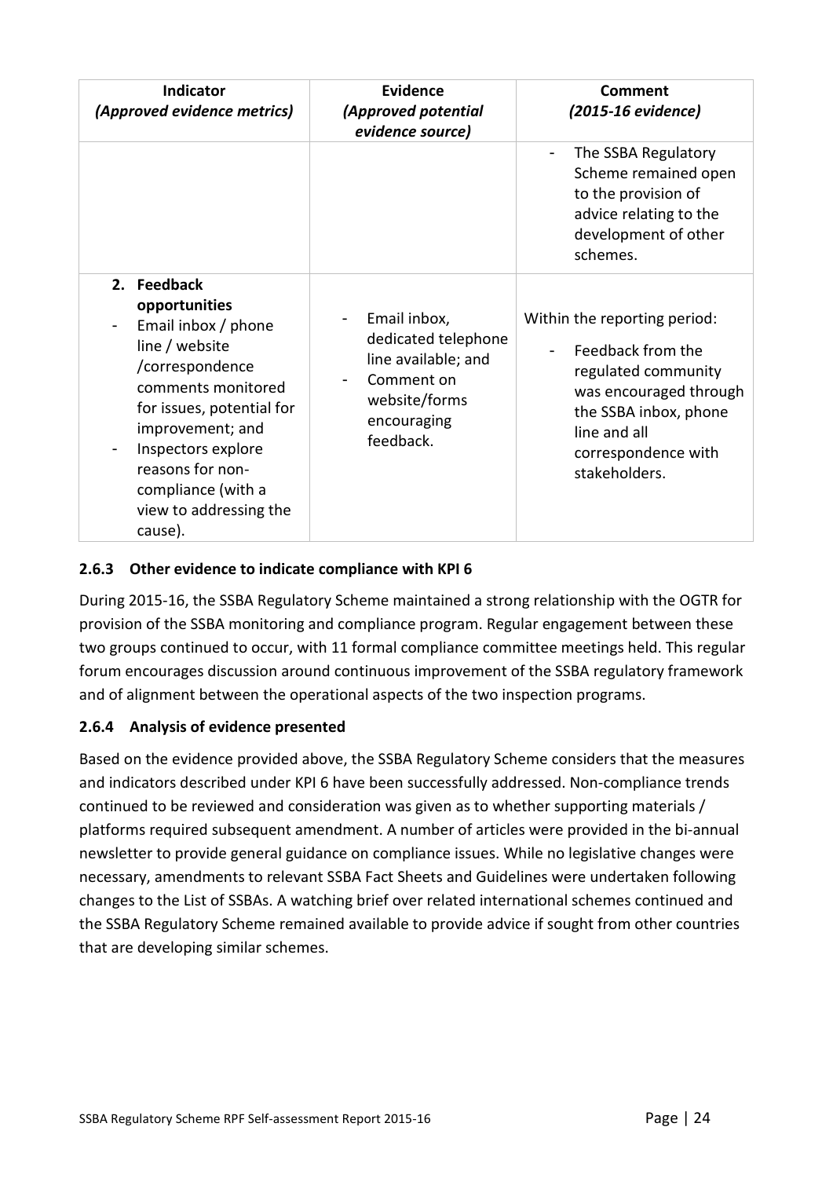| Indicator *(Approved evidence metrics)* | Evidence *(Approved potential evidence source)* | Comment *(2015-16 evidence)* |
|---|---|---|
| | | - The SSBA Regulatory Scheme remained open to the provision of advice relating to the development of other schemes. |
| **2. Feedback opportunities** <br> - Email inbox / phone line / website /correspondence comments monitored for issues, potential for improvement; and <br> - Inspectors explore reasons for non-compliance (with a view to addressing the cause). | - Email inbox, dedicated telephone line available; and <br> - Comment on website/forms encouraging feedback. | Within the reporting period: <br> - Feedback from the regulated community was encouraged through the SSBA inbox, phone line and all correspondence with stakeholders. |

### 2.6.3 Other evidence to indicate compliance with KPI 6

During 2015-16, the SSBA Regulatory Scheme maintained a strong relationship with the OGTR for provision of the SSBA monitoring and compliance program. Regular engagement between these two groups continued to occur, with 11 formal compliance committee meetings held. This regular forum encourages discussion around continuous improvement of the SSBA regulatory framework and of alignment between the operational aspects of the two inspection programs.

### 2.6.4 Analysis of evidence presented

Based on the evidence provided above, the SSBA Regulatory Scheme considers that the measures and indicators described under KPI 6 have been successfully addressed. Non-compliance trends continued to be reviewed and consideration was given as to whether supporting materials / platforms required subsequent amendment. A number of articles were provided in the bi-annual newsletter to provide general guidance on compliance issues. While no legislative changes were necessary, amendments to relevant SSBA Fact Sheets and Guidelines were undertaken following changes to the List of SSBAs. A watching brief over related international schemes continued and the SSBA Regulatory Scheme remained available to provide advice if sought from other countries that are developing similar schemes.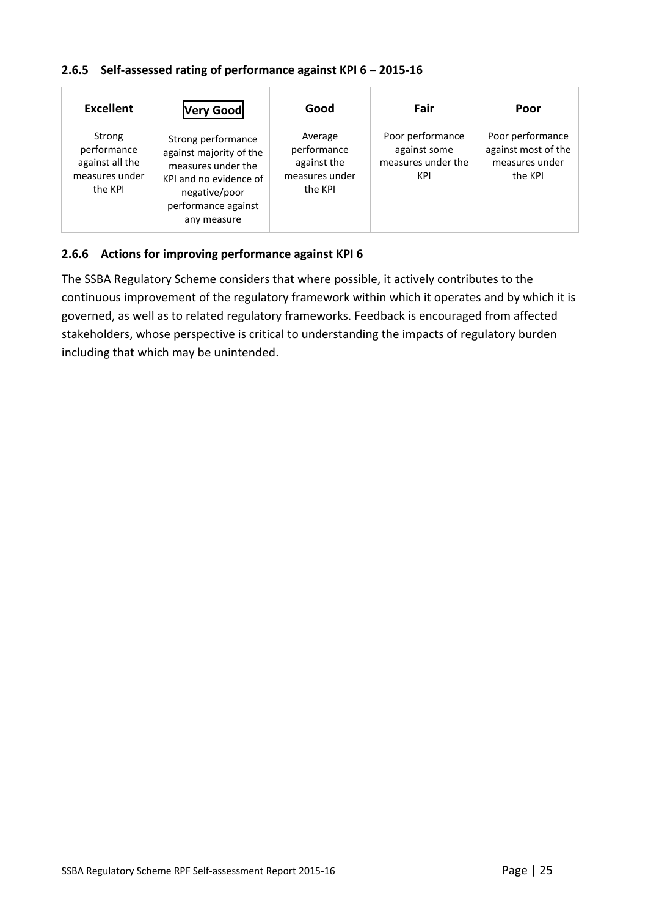### 2.6.5 Self-assessed rating of performance against KPI 6 – 2015-16

| Excellent | Very Good | Good | Fair | Poor |
|---|---|---|---|---|
| Strong performance against all the measures under the KPI | Strong performance against majority of the measures under the KPI and no evidence of negative/poor performance against any measure | Average performance against the measures under the KPI | Poor performance against some measures under the KPI | Poor performance against most of the measures under the KPI |

### 2.6.6 Actions for improving performance against KPI 6

The SSBA Regulatory Scheme considers that where possible, it actively contributes to the continuous improvement of the regulatory framework within which it operates and by which it is governed, as well as to related regulatory frameworks. Feedback is encouraged from affected stakeholders, whose perspective is critical to understanding the impacts of regulatory burden including that which may be unintended.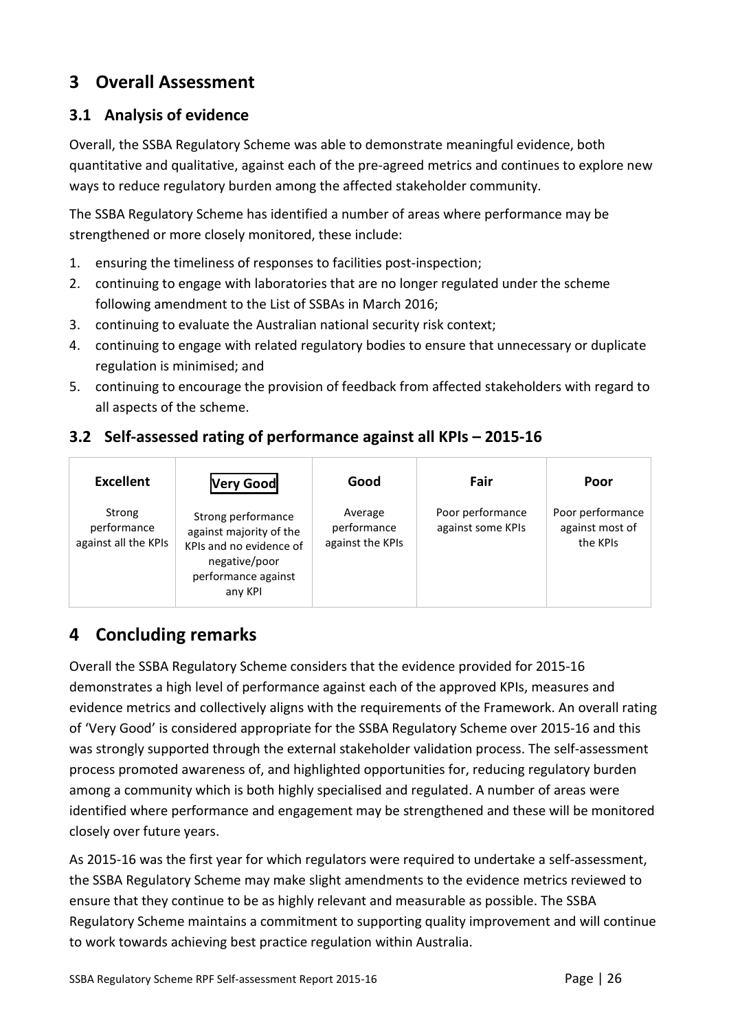# 3 Overall Assessment

## 3.1 Analysis of evidence

Overall, the SSBA Regulatory Scheme was able to demonstrate meaningful evidence, both quantitative and qualitative, against each of the pre-agreed metrics and continues to explore new ways to reduce regulatory burden among the affected stakeholder community.

The SSBA Regulatory Scheme has identified a number of areas where performance may be strengthened or more closely monitored, these include:

1. ensuring the timeliness of responses to facilities post-inspection;
2. continuing to engage with laboratories that are no longer regulated under the scheme following amendment to the List of SSBAs in March 2016;
3. continuing to evaluate the Australian national security risk context;
4. continuing to engage with related regulatory bodies to ensure that unnecessary or duplicate regulation is minimised; and
5. continuing to encourage the provision of feedback from affected stakeholders with regard to all aspects of the scheme.

## 3.2 Self-assessed rating of performance against all KPIs – 2015-16

| Excellent | **Very Good** | Good | Fair | Poor |
|---|---|---|---|---|
| Strong performance against all the KPIs | Strong performance against majority of the KPIs and no evidence of negative/poor performance against any KPI | Average performance against the KPIs | Poor performance against some KPIs | Poor performance against most of the KPIs |

# 4 Concluding remarks

Overall the SSBA Regulatory Scheme considers that the evidence provided for 2015-16 demonstrates a high level of performance against each of the approved KPIs, measures and evidence metrics and collectively aligns with the requirements of the Framework. An overall rating of 'Very Good' is considered appropriate for the SSBA Regulatory Scheme over 2015-16 and this was strongly supported through the external stakeholder validation process. The self-assessment process promoted awareness of, and highlighted opportunities for, reducing regulatory burden among a community which is both highly specialised and regulated. A number of areas were identified where performance and engagement may be strengthened and these will be monitored closely over future years.

As 2015-16 was the first year for which regulators were required to undertake a self-assessment, the SSBA Regulatory Scheme may make slight amendments to the evidence metrics reviewed to ensure that they continue to be as highly relevant and measurable as possible. The SSBA Regulatory Scheme maintains a commitment to supporting quality improvement and will continue to work towards achieving best practice regulation within Australia.